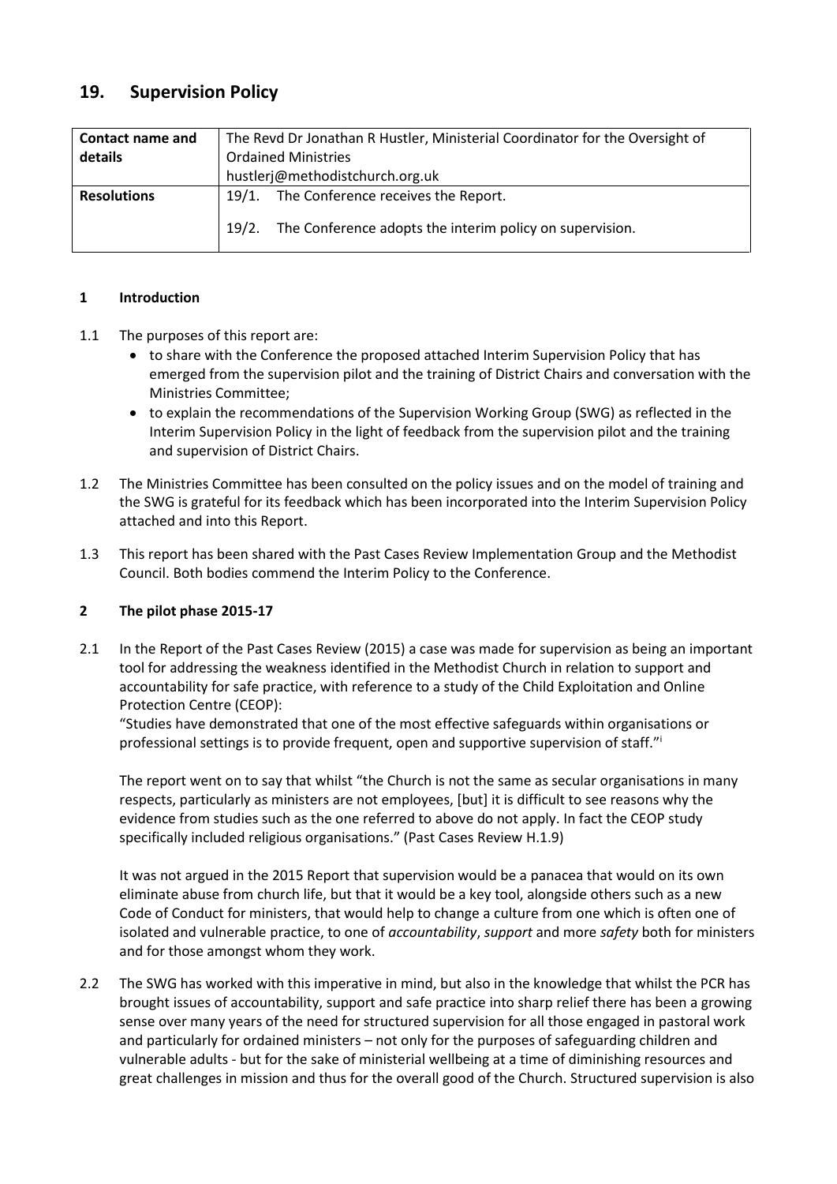## 19. Supervision Policy

| Contact name and details | The Revd Dr Jonathan R Hustler, Ministerial Coordinator for the Oversight of Ordained Ministries<br>hustlerj@methodistchurch.org.uk |
|---|---|
| **Resolutions** | 19/1. The Conference receives the Report.<br><br>19/2. The Conference adopts the interim policy on supervision. |

### 1 Introduction

1.1 The purposes of this report are:

- to share with the Conference the proposed attached Interim Supervision Policy that has emerged from the supervision pilot and the training of District Chairs and conversation with the Ministries Committee;
- to explain the recommendations of the Supervision Working Group (SWG) as reflected in the Interim Supervision Policy in the light of feedback from the supervision pilot and the training and supervision of District Chairs.

1.2 The Ministries Committee has been consulted on the policy issues and on the model of training and the SWG is grateful for its feedback which has been incorporated into the Interim Supervision Policy attached and into this Report.

1.3 This report has been shared with the Past Cases Review Implementation Group and the Methodist Council. Both bodies commend the Interim Policy to the Conference.

### 2 The pilot phase 2015-17

2.1 In the Report of the Past Cases Review (2015) a case was made for supervision as being an important tool for addressing the weakness identified in the Methodist Church in relation to support and accountability for safe practice, with reference to a study of the Child Exploitation and Online Protection Centre (CEOP):

"Studies have demonstrated that one of the most effective safeguards within organisations or professional settings is to provide frequent, open and supportive supervision of staff."[i]

The report went on to say that whilst "the Church is not the same as secular organisations in many respects, particularly as ministers are not employees, [but] it is difficult to see reasons why the evidence from studies such as the one referred to above do not apply. In fact the CEOP study specifically included religious organisations." (Past Cases Review H.1.9)

It was not argued in the 2015 Report that supervision would be a panacea that would on its own eliminate abuse from church life, but that it would be a key tool, alongside others such as a new Code of Conduct for ministers, that would help to change a culture from one which is often one of isolated and vulnerable practice, to one of *accountability*, *support* and more *safety* both for ministers and for those amongst whom they work.

2.2 The SWG has worked with this imperative in mind, but also in the knowledge that whilst the PCR has brought issues of accountability, support and safe practice into sharp relief there has been a growing sense over many years of the need for structured supervision for all those engaged in pastoral work and particularly for ordained ministers – not only for the purposes of safeguarding children and vulnerable adults - but for the sake of ministerial wellbeing at a time of diminishing resources and great challenges in mission and thus for the overall good of the Church. Structured supervision is also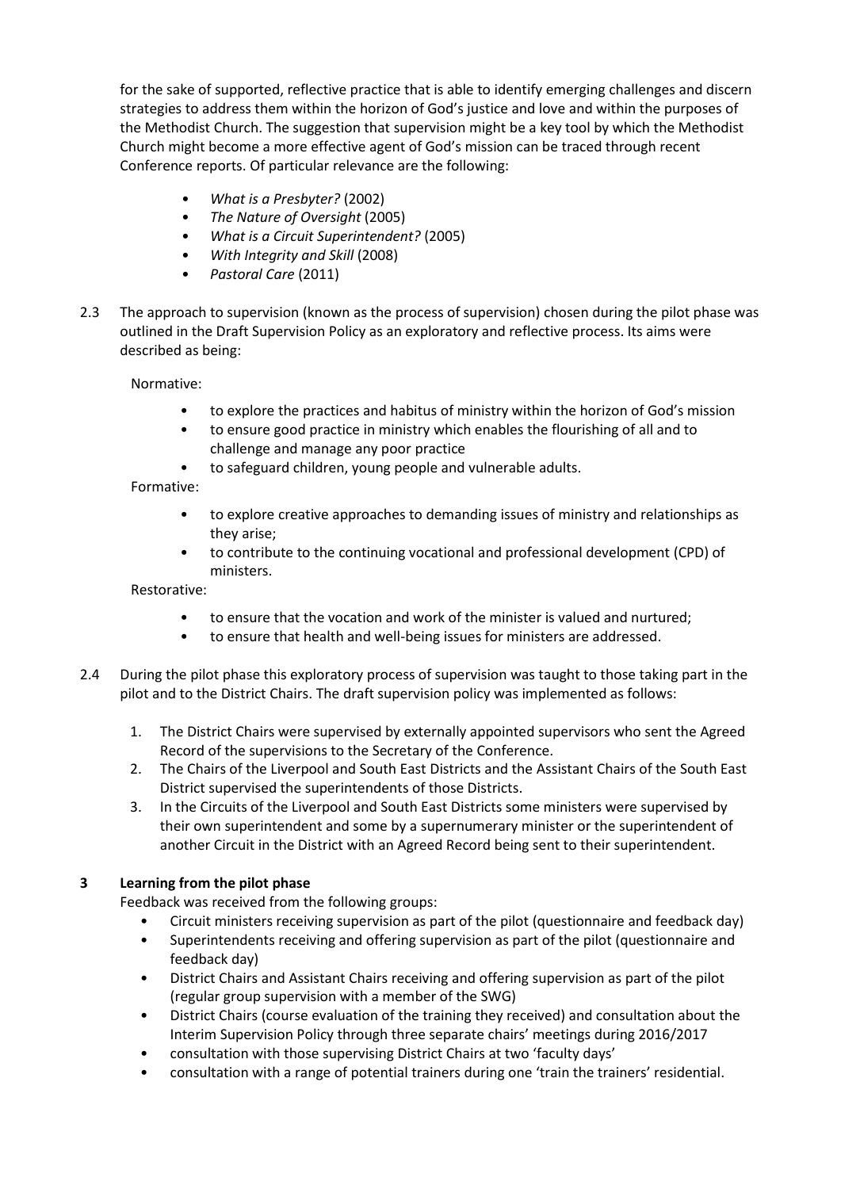for the sake of supported, reflective practice that is able to identify emerging challenges and discern strategies to address them within the horizon of God's justice and love and within the purposes of the Methodist Church. The suggestion that supervision might be a key tool by which the Methodist Church might become a more effective agent of God's mission can be traced through recent Conference reports. Of particular relevance are the following:

- *What is a Presbyter?* (2002)
- *The Nature of Oversight* (2005)
- *What is a Circuit Superintendent?* (2005)
- *With Integrity and Skill* (2008)
- *Pastoral Care* (2011)

2.3 The approach to supervision (known as the process of supervision) chosen during the pilot phase was outlined in the Draft Supervision Policy as an exploratory and reflective process. Its aims were described as being:

Normative:

- to explore the practices and habitus of ministry within the horizon of God's mission
- to ensure good practice in ministry which enables the flourishing of all and to challenge and manage any poor practice
- to safeguard children, young people and vulnerable adults.

Formative:

- to explore creative approaches to demanding issues of ministry and relationships as they arise;
- to contribute to the continuing vocational and professional development (CPD) of ministers.

Restorative:

- to ensure that the vocation and work of the minister is valued and nurtured;
- to ensure that health and well-being issues for ministers are addressed.

2.4 During the pilot phase this exploratory process of supervision was taught to those taking part in the pilot and to the District Chairs. The draft supervision policy was implemented as follows:

1. The District Chairs were supervised by externally appointed supervisors who sent the Agreed Record of the supervisions to the Secretary of the Conference.
2. The Chairs of the Liverpool and South East Districts and the Assistant Chairs of the South East District supervised the superintendents of those Districts.
3. In the Circuits of the Liverpool and South East Districts some ministers were supervised by their own superintendent and some by a supernumerary minister or the superintendent of another Circuit in the District with an Agreed Record being sent to their superintendent.

## 3 Learning from the pilot phase

Feedback was received from the following groups:

- Circuit ministers receiving supervision as part of the pilot (questionnaire and feedback day)
- Superintendents receiving and offering supervision as part of the pilot (questionnaire and feedback day)
- District Chairs and Assistant Chairs receiving and offering supervision as part of the pilot (regular group supervision with a member of the SWG)
- District Chairs (course evaluation of the training they received) and consultation about the Interim Supervision Policy through three separate chairs' meetings during 2016/2017
- consultation with those supervising District Chairs at two 'faculty days'
- consultation with a range of potential trainers during one 'train the trainers' residential.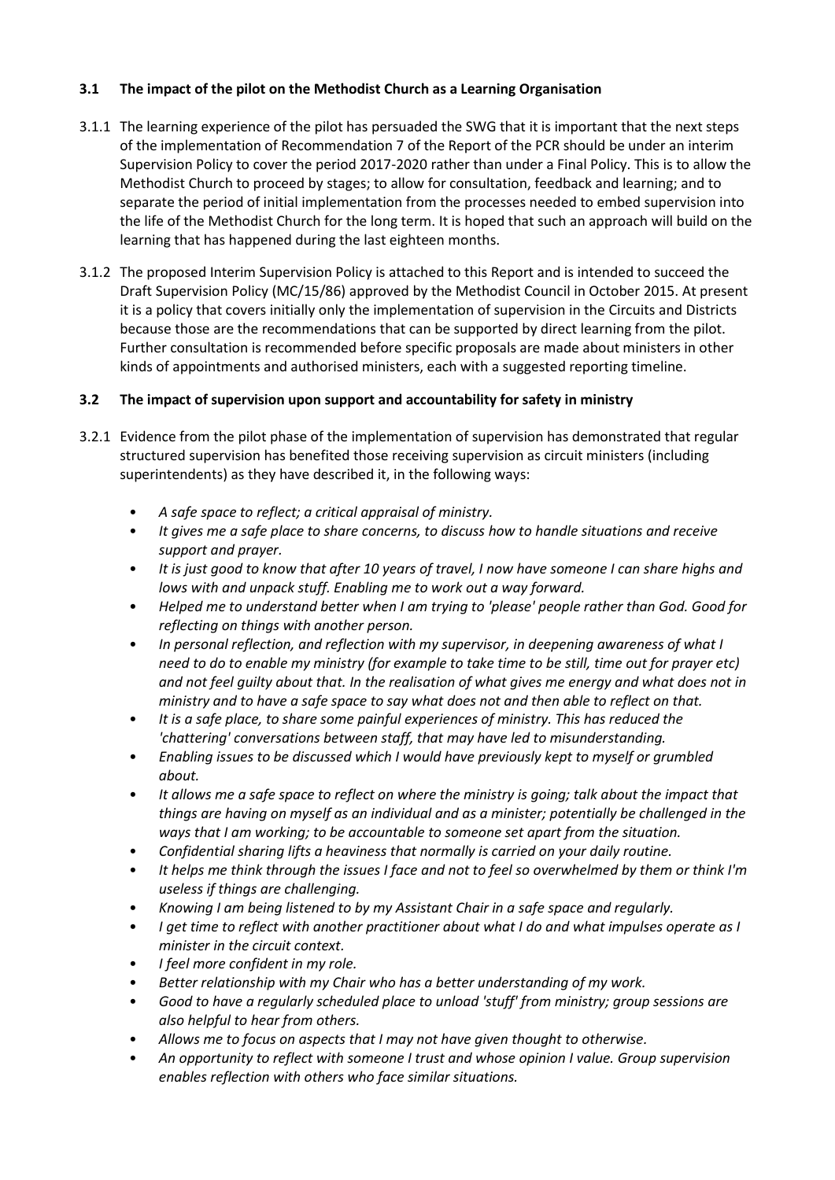### 3.1 The impact of the pilot on the Methodist Church as a Learning Organisation

3.1.1 The learning experience of the pilot has persuaded the SWG that it is important that the next steps of the implementation of Recommendation 7 of the Report of the PCR should be under an interim Supervision Policy to cover the period 2017-2020 rather than under a Final Policy. This is to allow the Methodist Church to proceed by stages; to allow for consultation, feedback and learning; and to separate the period of initial implementation from the processes needed to embed supervision into the life of the Methodist Church for the long term. It is hoped that such an approach will build on the learning that has happened during the last eighteen months.

3.1.2 The proposed Interim Supervision Policy is attached to this Report and is intended to succeed the Draft Supervision Policy (MC/15/86) approved by the Methodist Council in October 2015. At present it is a policy that covers initially only the implementation of supervision in the Circuits and Districts because those are the recommendations that can be supported by direct learning from the pilot. Further consultation is recommended before specific proposals are made about ministers in other kinds of appointments and authorised ministers, each with a suggested reporting timeline.

### 3.2 The impact of supervision upon support and accountability for safety in ministry

3.2.1 Evidence from the pilot phase of the implementation of supervision has demonstrated that regular structured supervision has benefited those receiving supervision as circuit ministers (including superintendents) as they have described it, in the following ways:

- *A safe space to reflect; a critical appraisal of ministry.*
- *It gives me a safe place to share concerns, to discuss how to handle situations and receive support and prayer.*
- *It is just good to know that after 10 years of travel, I now have someone I can share highs and lows with and unpack stuff. Enabling me to work out a way forward.*
- *Helped me to understand better when I am trying to 'please' people rather than God. Good for reflecting on things with another person.*
- *In personal reflection, and reflection with my supervisor, in deepening awareness of what I need to do to enable my ministry (for example to take time to be still, time out for prayer etc) and not feel guilty about that. In the realisation of what gives me energy and what does not in ministry and to have a safe space to say what does not and then able to reflect on that.*
- *It is a safe place, to share some painful experiences of ministry. This has reduced the 'chattering' conversations between staff, that may have led to misunderstanding.*
- *Enabling issues to be discussed which I would have previously kept to myself or grumbled about.*
- *It allows me a safe space to reflect on where the ministry is going; talk about the impact that things are having on myself as an individual and as a minister; potentially be challenged in the ways that I am working; to be accountable to someone set apart from the situation.*
- *Confidential sharing lifts a heaviness that normally is carried on your daily routine.*
- *It helps me think through the issues I face and not to feel so overwhelmed by them or think I'm useless if things are challenging.*
- *Knowing I am being listened to by my Assistant Chair in a safe space and regularly.*
- *I get time to reflect with another practitioner about what I do and what impulses operate as I minister in the circuit context.*
- *I feel more confident in my role.*
- *Better relationship with my Chair who has a better understanding of my work.*
- *Good to have a regularly scheduled place to unload 'stuff' from ministry; group sessions are also helpful to hear from others.*
- *Allows me to focus on aspects that I may not have given thought to otherwise.*
- *An opportunity to reflect with someone I trust and whose opinion I value. Group supervision enables reflection with others who face similar situations.*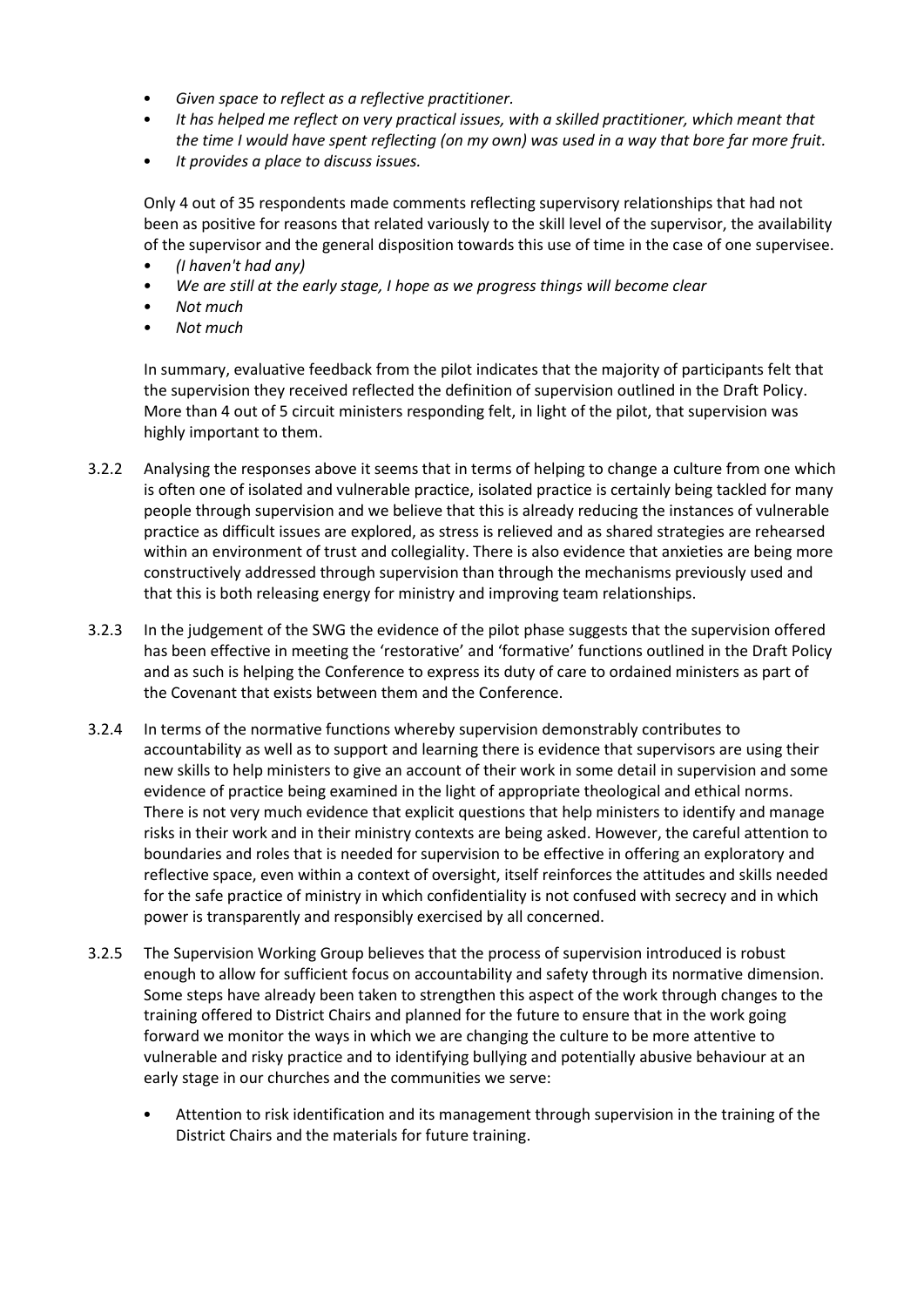- *Given space to reflect as a reflective practitioner.*
- *It has helped me reflect on very practical issues, with a skilled practitioner, which meant that the time I would have spent reflecting (on my own) was used in a way that bore far more fruit.*
- *It provides a place to discuss issues.*

Only 4 out of 35 respondents made comments reflecting supervisory relationships that had not been as positive for reasons that related variously to the skill level of the supervisor, the availability of the supervisor and the general disposition towards this use of time in the case of one supervisee.

- *(I haven't had any)*
- *We are still at the early stage, I hope as we progress things will become clear*
- *Not much*
- *Not much*

In summary, evaluative feedback from the pilot indicates that the majority of participants felt that the supervision they received reflected the definition of supervision outlined in the Draft Policy. More than 4 out of 5 circuit ministers responding felt, in light of the pilot, that supervision was highly important to them.

3.2.2 Analysing the responses above it seems that in terms of helping to change a culture from one which is often one of isolated and vulnerable practice, isolated practice is certainly being tackled for many people through supervision and we believe that this is already reducing the instances of vulnerable practice as difficult issues are explored, as stress is relieved and as shared strategies are rehearsed within an environment of trust and collegiality. There is also evidence that anxieties are being more constructively addressed through supervision than through the mechanisms previously used and that this is both releasing energy for ministry and improving team relationships.

3.2.3 In the judgement of the SWG the evidence of the pilot phase suggests that the supervision offered has been effective in meeting the 'restorative' and 'formative' functions outlined in the Draft Policy and as such is helping the Conference to express its duty of care to ordained ministers as part of the Covenant that exists between them and the Conference.

3.2.4 In terms of the normative functions whereby supervision demonstrably contributes to accountability as well as to support and learning there is evidence that supervisors are using their new skills to help ministers to give an account of their work in some detail in supervision and some evidence of practice being examined in the light of appropriate theological and ethical norms. There is not very much evidence that explicit questions that help ministers to identify and manage risks in their work and in their ministry contexts are being asked. However, the careful attention to boundaries and roles that is needed for supervision to be effective in offering an exploratory and reflective space, even within a context of oversight, itself reinforces the attitudes and skills needed for the safe practice of ministry in which confidentiality is not confused with secrecy and in which power is transparently and responsibly exercised by all concerned.

3.2.5 The Supervision Working Group believes that the process of supervision introduced is robust enough to allow for sufficient focus on accountability and safety through its normative dimension. Some steps have already been taken to strengthen this aspect of the work through changes to the training offered to District Chairs and planned for the future to ensure that in the work going forward we monitor the ways in which we are changing the culture to be more attentive to vulnerable and risky practice and to identifying bullying and potentially abusive behaviour at an early stage in our churches and the communities we serve:

- Attention to risk identification and its management through supervision in the training of the District Chairs and the materials for future training.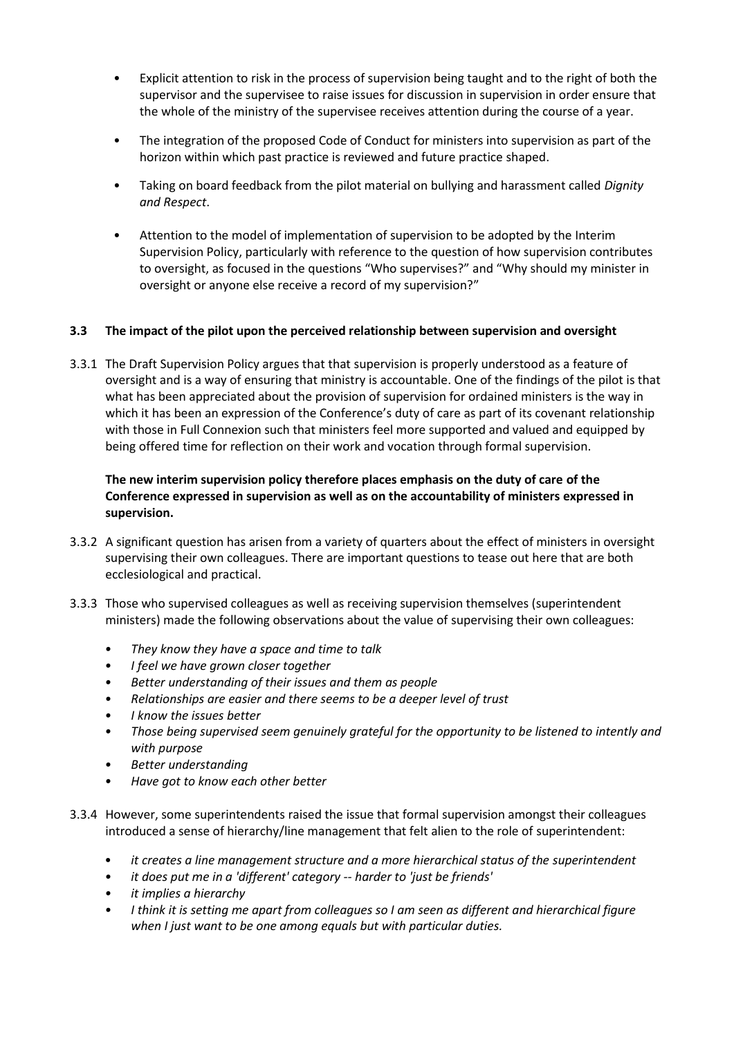- Explicit attention to risk in the process of supervision being taught and to the right of both the supervisor and the supervisee to raise issues for discussion in supervision in order ensure that the whole of the ministry of the supervisee receives attention during the course of a year.

- The integration of the proposed Code of Conduct for ministers into supervision as part of the horizon within which past practice is reviewed and future practice shaped.

- Taking on board feedback from the pilot material on bullying and harassment called *Dignity and Respect*.

- Attention to the model of implementation of supervision to be adopted by the Interim Supervision Policy, particularly with reference to the question of how supervision contributes to oversight, as focused in the questions "Who supervises?" and "Why should my minister in oversight or anyone else receive a record of my supervision?"

### 3.3 The impact of the pilot upon the perceived relationship between supervision and oversight

3.3.1 The Draft Supervision Policy argues that that supervision is properly understood as a feature of oversight and is a way of ensuring that ministry is accountable. One of the findings of the pilot is that what has been appreciated about the provision of supervision for ordained ministers is the way in which it has been an expression of the Conference's duty of care as part of its covenant relationship with those in Full Connexion such that ministers feel more supported and valued and equipped by being offered time for reflection on their work and vocation through formal supervision.

**The new interim supervision policy therefore places emphasis on the duty of care of the Conference expressed in supervision as well as on the accountability of ministers expressed in supervision.**

3.3.2 A significant question has arisen from a variety of quarters about the effect of ministers in oversight supervising their own colleagues. There are important questions to tease out here that are both ecclesiological and practical.

3.3.3 Those who supervised colleagues as well as receiving supervision themselves (superintendent ministers) made the following observations about the value of supervising their own colleagues:

- *They know they have a space and time to talk*
- *I feel we have grown closer together*
- *Better understanding of their issues and them as people*
- *Relationships are easier and there seems to be a deeper level of trust*
- *I know the issues better*
- *Those being supervised seem genuinely grateful for the opportunity to be listened to intently and with purpose*
- *Better understanding*
- *Have got to know each other better*

3.3.4 However, some superintendents raised the issue that formal supervision amongst their colleagues introduced a sense of hierarchy/line management that felt alien to the role of superintendent:

- *it creates a line management structure and a more hierarchical status of the superintendent*
- *it does put me in a 'different' category -- harder to 'just be friends'*
- *it implies a hierarchy*
- *I think it is setting me apart from colleagues so I am seen as different and hierarchical figure when I just want to be one among equals but with particular duties.*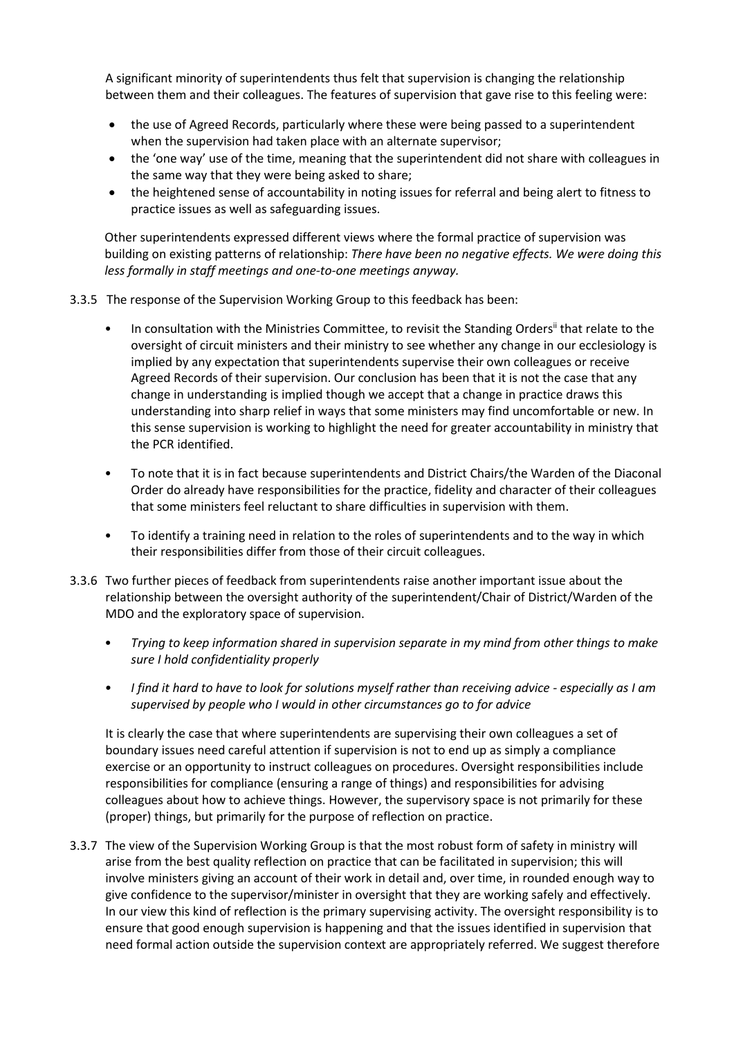A significant minority of superintendents thus felt that supervision is changing the relationship between them and their colleagues. The features of supervision that gave rise to this feeling were:

- the use of Agreed Records, particularly where these were being passed to a superintendent when the supervision had taken place with an alternate supervisor;
- the 'one way' use of the time, meaning that the superintendent did not share with colleagues in the same way that they were being asked to share;
- the heightened sense of accountability in noting issues for referral and being alert to fitness to practice issues as well as safeguarding issues.

Other superintendents expressed different views where the formal practice of supervision was building on existing patterns of relationship: *There have been no negative effects. We were doing this less formally in staff meetings and one-to-one meetings anyway.*

3.3.5 The response of the Supervision Working Group to this feedback has been:

- In consultation with the Ministries Committee, to revisit the Standing Orders[ii] that relate to the oversight of circuit ministers and their ministry to see whether any change in our ecclesiology is implied by any expectation that superintendents supervise their own colleagues or receive Agreed Records of their supervision. Our conclusion has been that it is not the case that any change in understanding is implied though we accept that a change in practice draws this understanding into sharp relief in ways that some ministers may find uncomfortable or new. In this sense supervision is working to highlight the need for greater accountability in ministry that the PCR identified.
- To note that it is in fact because superintendents and District Chairs/the Warden of the Diaconal Order do already have responsibilities for the practice, fidelity and character of their colleagues that some ministers feel reluctant to share difficulties in supervision with them.
- To identify a training need in relation to the roles of superintendents and to the way in which their responsibilities differ from those of their circuit colleagues.

3.3.6 Two further pieces of feedback from superintendents raise another important issue about the relationship between the oversight authority of the superintendent/Chair of District/Warden of the MDO and the exploratory space of supervision.

- *Trying to keep information shared in supervision separate in my mind from other things to make sure I hold confidentiality properly*
- *I find it hard to have to look for solutions myself rather than receiving advice - especially as I am supervised by people who I would in other circumstances go to for advice*

It is clearly the case that where superintendents are supervising their own colleagues a set of boundary issues need careful attention if supervision is not to end up as simply a compliance exercise or an opportunity to instruct colleagues on procedures. Oversight responsibilities include responsibilities for compliance (ensuring a range of things) and responsibilities for advising colleagues about how to achieve things. However, the supervisory space is not primarily for these (proper) things, but primarily for the purpose of reflection on practice.

3.3.7 The view of the Supervision Working Group is that the most robust form of safety in ministry will arise from the best quality reflection on practice that can be facilitated in supervision; this will involve ministers giving an account of their work in detail and, over time, in rounded enough way to give confidence to the supervisor/minister in oversight that they are working safely and effectively. In our view this kind of reflection is the primary supervising activity. The oversight responsibility is to ensure that good enough supervision is happening and that the issues identified in supervision that need formal action outside the supervision context are appropriately referred. We suggest therefore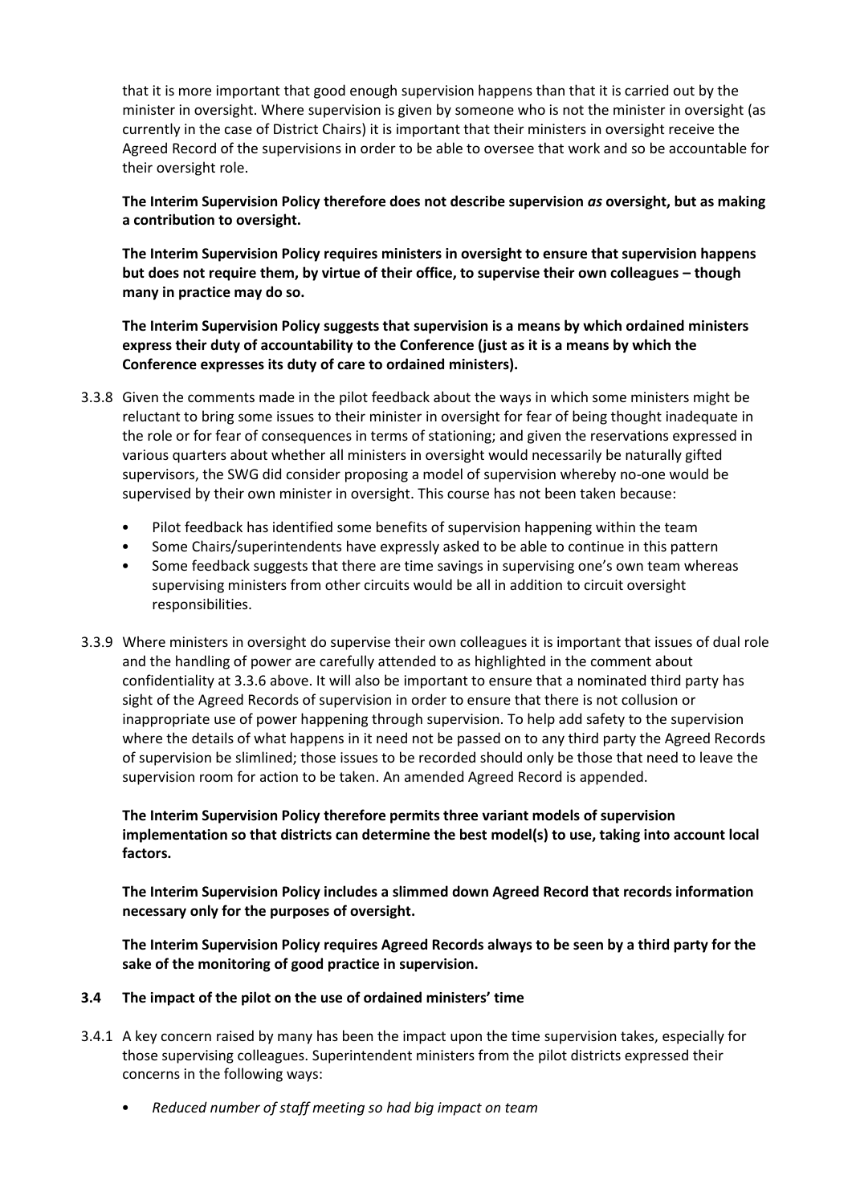that it is more important that good enough supervision happens than that it is carried out by the minister in oversight. Where supervision is given by someone who is not the minister in oversight (as currently in the case of District Chairs) it is important that their ministers in oversight receive the Agreed Record of the supervisions in order to be able to oversee that work and so be accountable for their oversight role.

**The Interim Supervision Policy therefore does not describe supervision *as* oversight, but as making a contribution to oversight.**

**The Interim Supervision Policy requires ministers in oversight to ensure that supervision happens but does not require them, by virtue of their office, to supervise their own colleagues – though many in practice may do so.**

**The Interim Supervision Policy suggests that supervision is a means by which ordained ministers express their duty of accountability to the Conference (just as it is a means by which the Conference expresses its duty of care to ordained ministers).**

3.3.8 Given the comments made in the pilot feedback about the ways in which some ministers might be reluctant to bring some issues to their minister in oversight for fear of being thought inadequate in the role or for fear of consequences in terms of stationing; and given the reservations expressed in various quarters about whether all ministers in oversight would necessarily be naturally gifted supervisors, the SWG did consider proposing a model of supervision whereby no-one would be supervised by their own minister in oversight. This course has not been taken because:

- Pilot feedback has identified some benefits of supervision happening within the team
- Some Chairs/superintendents have expressly asked to be able to continue in this pattern
- Some feedback suggests that there are time savings in supervising one's own team whereas supervising ministers from other circuits would be all in addition to circuit oversight responsibilities.

3.3.9 Where ministers in oversight do supervise their own colleagues it is important that issues of dual role and the handling of power are carefully attended to as highlighted in the comment about confidentiality at 3.3.6 above. It will also be important to ensure that a nominated third party has sight of the Agreed Records of supervision in order to ensure that there is not collusion or inappropriate use of power happening through supervision. To help add safety to the supervision where the details of what happens in it need not be passed on to any third party the Agreed Records of supervision be slimlined; those issues to be recorded should only be those that need to leave the supervision room for action to be taken. An amended Agreed Record is appended.

**The Interim Supervision Policy therefore permits three variant models of supervision implementation so that districts can determine the best model(s) to use, taking into account local factors.**

**The Interim Supervision Policy includes a slimmed down Agreed Record that records information necessary only for the purposes of oversight.**

**The Interim Supervision Policy requires Agreed Records always to be seen by a third party for the sake of the monitoring of good practice in supervision.**

### 3.4 The impact of the pilot on the use of ordained ministers' time

3.4.1 A key concern raised by many has been the impact upon the time supervision takes, especially for those supervising colleagues. Superintendent ministers from the pilot districts expressed their concerns in the following ways:

- *Reduced number of staff meeting so had big impact on team*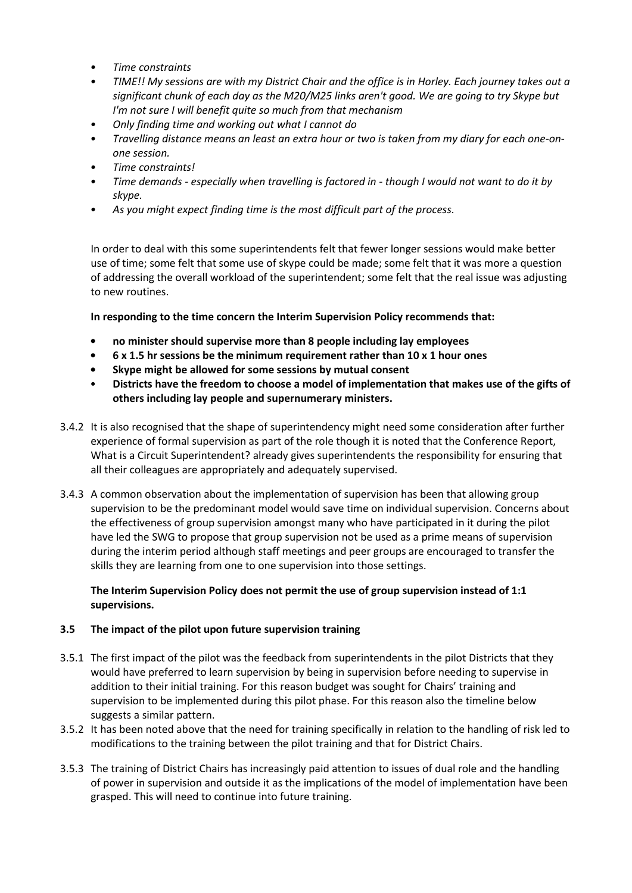- *Time constraints*
- *TIME!! My sessions are with my District Chair and the office is in Horley. Each journey takes out a significant chunk of each day as the M20/M25 links aren't good. We are going to try Skype but I'm not sure I will benefit quite so much from that mechanism*
- *Only finding time and working out what I cannot do*
- *Travelling distance means an least an extra hour or two is taken from my diary for each one-on-one session.*
- *Time constraints!*
- *Time demands - especially when travelling is factored in - though I would not want to do it by skype.*
- *As you might expect finding time is the most difficult part of the process.*

In order to deal with this some superintendents felt that fewer longer sessions would make better use of time; some felt that some use of skype could be made; some felt that it was more a question of addressing the overall workload of the superintendent; some felt that the real issue was adjusting to new routines.

**In responding to the time concern the Interim Supervision Policy recommends that:**

- **no minister should supervise more than 8 people including lay employees**
- **6 x 1.5 hr sessions be the minimum requirement rather than 10 x 1 hour ones**
- **Skype might be allowed for some sessions by mutual consent**
- **Districts have the freedom to choose a model of implementation that makes use of the gifts of others including lay people and supernumerary ministers.**

3.4.2 It is also recognised that the shape of superintendency might need some consideration after further experience of formal supervision as part of the role though it is noted that the Conference Report, What is a Circuit Superintendent? already gives superintendents the responsibility for ensuring that all their colleagues are appropriately and adequately supervised.

3.4.3 A common observation about the implementation of supervision has been that allowing group supervision to be the predominant model would save time on individual supervision. Concerns about the effectiveness of group supervision amongst many who have participated in it during the pilot have led the SWG to propose that group supervision not be used as a prime means of supervision during the interim period although staff meetings and peer groups are encouraged to transfer the skills they are learning from one to one supervision into those settings.

**The Interim Supervision Policy does not permit the use of group supervision instead of 1:1 supervisions.**

### 3.5 The impact of the pilot upon future supervision training

3.5.1 The first impact of the pilot was the feedback from superintendents in the pilot Districts that they would have preferred to learn supervision by being in supervision before needing to supervise in addition to their initial training. For this reason budget was sought for Chairs' training and supervision to be implemented during this pilot phase. For this reason also the timeline below suggests a similar pattern.

3.5.2 It has been noted above that the need for training specifically in relation to the handling of risk led to modifications to the training between the pilot training and that for District Chairs.

3.5.3 The training of District Chairs has increasingly paid attention to issues of dual role and the handling of power in supervision and outside it as the implications of the model of implementation have been grasped. This will need to continue into future training.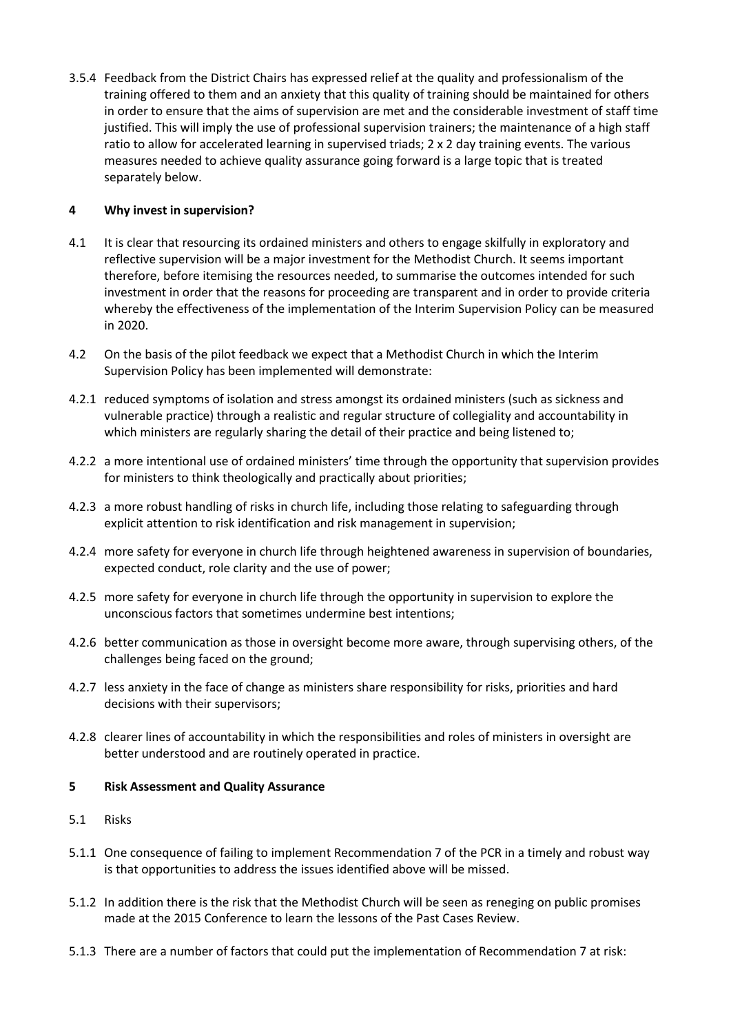3.5.4 Feedback from the District Chairs has expressed relief at the quality and professionalism of the training offered to them and an anxiety that this quality of training should be maintained for others in order to ensure that the aims of supervision are met and the considerable investment of staff time justified. This will imply the use of professional supervision trainers; the maintenance of a high staff ratio to allow for accelerated learning in supervised triads; 2 x 2 day training events. The various measures needed to achieve quality assurance going forward is a large topic that is treated separately below.

## 4 Why invest in supervision?

4.1 It is clear that resourcing its ordained ministers and others to engage skilfully in exploratory and reflective supervision will be a major investment for the Methodist Church. It seems important therefore, before itemising the resources needed, to summarise the outcomes intended for such investment in order that the reasons for proceeding are transparent and in order to provide criteria whereby the effectiveness of the implementation of the Interim Supervision Policy can be measured in 2020.

4.2 On the basis of the pilot feedback we expect that a Methodist Church in which the Interim Supervision Policy has been implemented will demonstrate:

4.2.1 reduced symptoms of isolation and stress amongst its ordained ministers (such as sickness and vulnerable practice) through a realistic and regular structure of collegiality and accountability in which ministers are regularly sharing the detail of their practice and being listened to;

4.2.2 a more intentional use of ordained ministers' time through the opportunity that supervision provides for ministers to think theologically and practically about priorities;

4.2.3 a more robust handling of risks in church life, including those relating to safeguarding through explicit attention to risk identification and risk management in supervision;

4.2.4 more safety for everyone in church life through heightened awareness in supervision of boundaries, expected conduct, role clarity and the use of power;

4.2.5 more safety for everyone in church life through the opportunity in supervision to explore the unconscious factors that sometimes undermine best intentions;

4.2.6 better communication as those in oversight become more aware, through supervising others, of the challenges being faced on the ground;

4.2.7 less anxiety in the face of change as ministers share responsibility for risks, priorities and hard decisions with their supervisors;

4.2.8 clearer lines of accountability in which the responsibilities and roles of ministers in oversight are better understood and are routinely operated in practice.

## 5 Risk Assessment and Quality Assurance

5.1 Risks

5.1.1 One consequence of failing to implement Recommendation 7 of the PCR in a timely and robust way is that opportunities to address the issues identified above will be missed.

5.1.2 In addition there is the risk that the Methodist Church will be seen as reneging on public promises made at the 2015 Conference to learn the lessons of the Past Cases Review.

5.1.3 There are a number of factors that could put the implementation of Recommendation 7 at risk: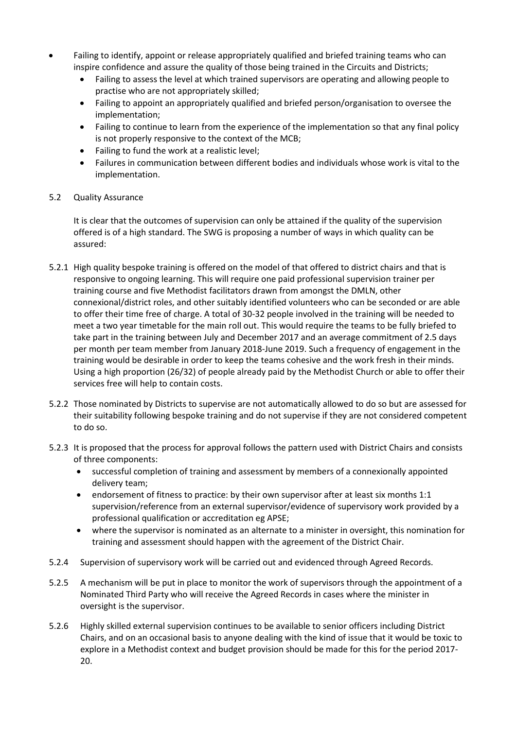- Failing to identify, appoint or release appropriately qualified and briefed training teams who can inspire confidence and assure the quality of those being trained in the Circuits and Districts;
  - Failing to assess the level at which trained supervisors are operating and allowing people to practise who are not appropriately skilled;
  - Failing to appoint an appropriately qualified and briefed person/organisation to oversee the implementation;
  - Failing to continue to learn from the experience of the implementation so that any final policy is not properly responsive to the context of the MCB;
  - Failing to fund the work at a realistic level;
  - Failures in communication between different bodies and individuals whose work is vital to the implementation.

5.2 Quality Assurance

It is clear that the outcomes of supervision can only be attained if the quality of the supervision offered is of a high standard. The SWG is proposing a number of ways in which quality can be assured:

5.2.1 High quality bespoke training is offered on the model of that offered to district chairs and that is responsive to ongoing learning. This will require one paid professional supervision trainer per training course and five Methodist facilitators drawn from amongst the DMLN, other connexional/district roles, and other suitably identified volunteers who can be seconded or are able to offer their time free of charge. A total of 30-32 people involved in the training will be needed to meet a two year timetable for the main roll out. This would require the teams to be fully briefed to take part in the training between July and December 2017 and an average commitment of 2.5 days per month per team member from January 2018-June 2019. Such a frequency of engagement in the training would be desirable in order to keep the teams cohesive and the work fresh in their minds. Using a high proportion (26/32) of people already paid by the Methodist Church or able to offer their services free will help to contain costs.

5.2.2 Those nominated by Districts to supervise are not automatically allowed to do so but are assessed for their suitability following bespoke training and do not supervise if they are not considered competent to do so.

5.2.3 It is proposed that the process for approval follows the pattern used with District Chairs and consists of three components:

- successful completion of training and assessment by members of a connexionally appointed delivery team;
- endorsement of fitness to practice: by their own supervisor after at least six months 1:1 supervision/reference from an external supervisor/evidence of supervisory work provided by a professional qualification or accreditation eg APSE;
- where the supervisor is nominated as an alternate to a minister in oversight, this nomination for training and assessment should happen with the agreement of the District Chair.

5.2.4 Supervision of supervisory work will be carried out and evidenced through Agreed Records.

5.2.5 A mechanism will be put in place to monitor the work of supervisors through the appointment of a Nominated Third Party who will receive the Agreed Records in cases where the minister in oversight is the supervisor.

5.2.6 Highly skilled external supervision continues to be available to senior officers including District Chairs, and on an occasional basis to anyone dealing with the kind of issue that it would be toxic to explore in a Methodist context and budget provision should be made for this for the period 2017-20.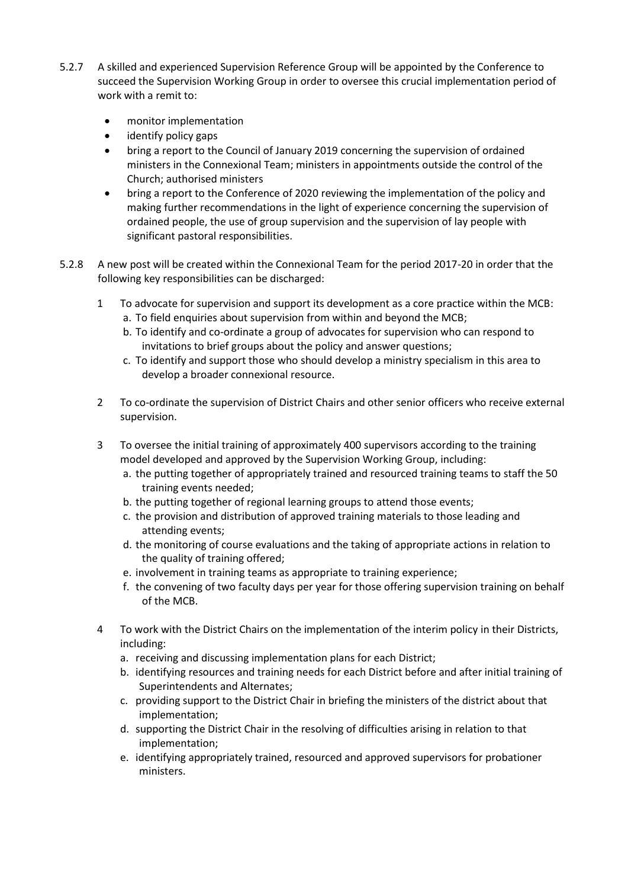5.2.7 A skilled and experienced Supervision Reference Group will be appointed by the Conference to succeed the Supervision Working Group in order to oversee this crucial implementation period of work with a remit to:

- monitor implementation
- identify policy gaps
- bring a report to the Council of January 2019 concerning the supervision of ordained ministers in the Connexional Team; ministers in appointments outside the control of the Church; authorised ministers
- bring a report to the Conference of 2020 reviewing the implementation of the policy and making further recommendations in the light of experience concerning the supervision of ordained people, the use of group supervision and the supervision of lay people with significant pastoral responsibilities.

5.2.8 A new post will be created within the Connexional Team for the period 2017-20 in order that the following key responsibilities can be discharged:

1 To advocate for supervision and support its development as a core practice within the MCB:
   a. To field enquiries about supervision from within and beyond the MCB;
   b. To identify and co-ordinate a group of advocates for supervision who can respond to invitations to brief groups about the policy and answer questions;
   c. To identify and support those who should develop a ministry specialism in this area to develop a broader connexional resource.

2 To co-ordinate the supervision of District Chairs and other senior officers who receive external supervision.

3 To oversee the initial training of approximately 400 supervisors according to the training model developed and approved by the Supervision Working Group, including:
   a. the putting together of appropriately trained and resourced training teams to staff the 50 training events needed;
   b. the putting together of regional learning groups to attend those events;
   c. the provision and distribution of approved training materials to those leading and attending events;
   d. the monitoring of course evaluations and the taking of appropriate actions in relation to the quality of training offered;
   e. involvement in training teams as appropriate to training experience;
   f. the convening of two faculty days per year for those offering supervision training on behalf of the MCB.

4 To work with the District Chairs on the implementation of the interim policy in their Districts, including:
   a. receiving and discussing implementation plans for each District;
   b. identifying resources and training needs for each District before and after initial training of Superintendents and Alternates;
   c. providing support to the District Chair in briefing the ministers of the district about that implementation;
   d. supporting the District Chair in the resolving of difficulties arising in relation to that implementation;
   e. identifying appropriately trained, resourced and approved supervisors for probationer ministers.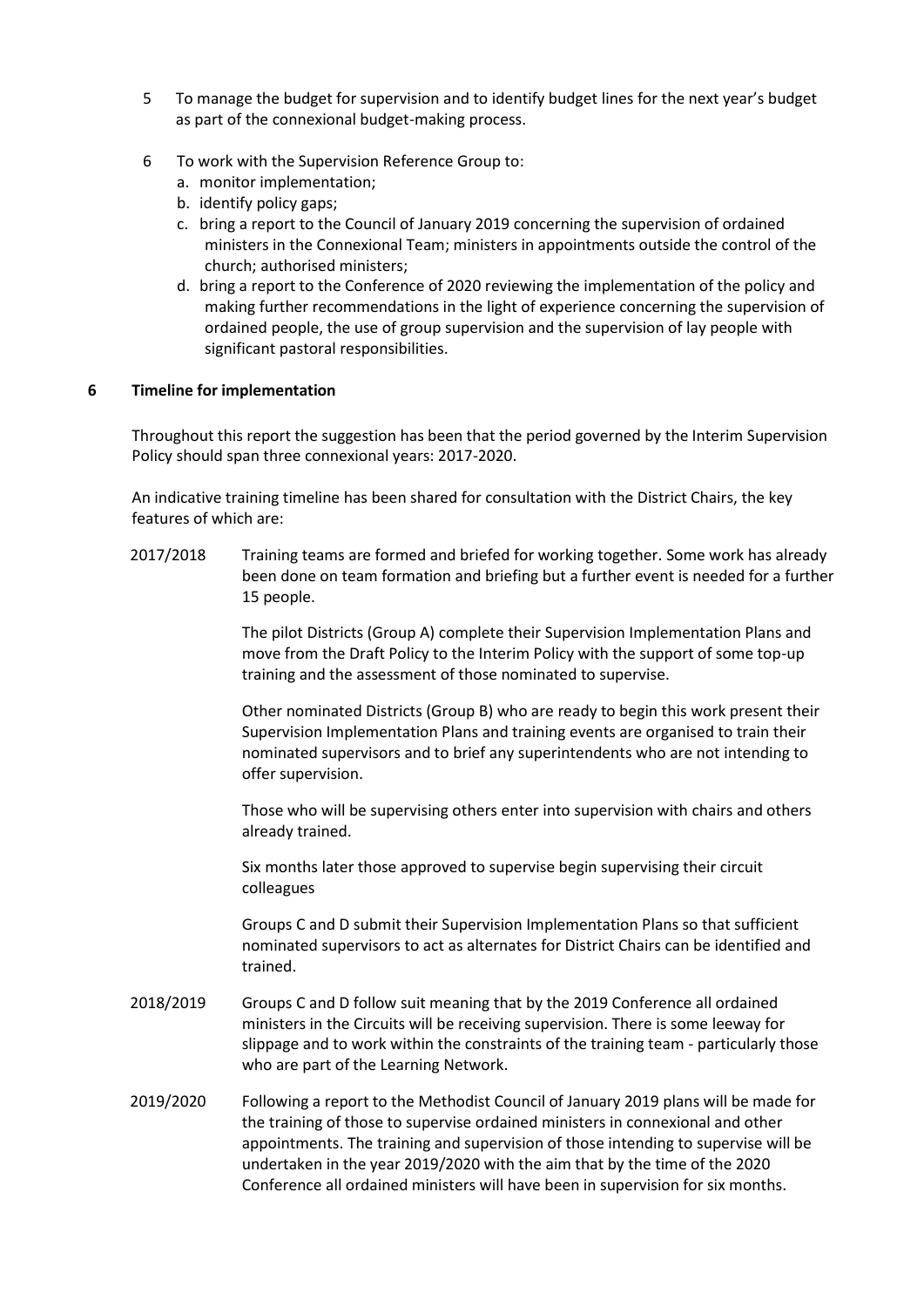5 To manage the budget for supervision and to identify budget lines for the next year's budget as part of the connexional budget-making process.

6 To work with the Supervision Reference Group to:
   a. monitor implementation;
   b. identify policy gaps;
   c. bring a report to the Council of January 2019 concerning the supervision of ordained ministers in the Connexional Team; ministers in appointments outside the control of the church; authorised ministers;
   d. bring a report to the Conference of 2020 reviewing the implementation of the policy and making further recommendations in the light of experience concerning the supervision of ordained people, the use of group supervision and the supervision of lay people with significant pastoral responsibilities.

## 6 Timeline for implementation

Throughout this report the suggestion has been that the period governed by the Interim Supervision Policy should span three connexional years: 2017-2020.

An indicative training timeline has been shared for consultation with the District Chairs, the key features of which are:

**2017/2018** Training teams are formed and briefed for working together. Some work has already been done on team formation and briefing but a further event is needed for a further 15 people.

The pilot Districts (Group A) complete their Supervision Implementation Plans and move from the Draft Policy to the Interim Policy with the support of some top-up training and the assessment of those nominated to supervise.

Other nominated Districts (Group B) who are ready to begin this work present their Supervision Implementation Plans and training events are organised to train their nominated supervisors and to brief any superintendents who are not intending to offer supervision.

Those who will be supervising others enter into supervision with chairs and others already trained.

Six months later those approved to supervise begin supervising their circuit colleagues

Groups C and D submit their Supervision Implementation Plans so that sufficient nominated supervisors to act as alternates for District Chairs can be identified and trained.

**2018/2019** Groups C and D follow suit meaning that by the 2019 Conference all ordained ministers in the Circuits will be receiving supervision. There is some leeway for slippage and to work within the constraints of the training team - particularly those who are part of the Learning Network.

**2019/2020** Following a report to the Methodist Council of January 2019 plans will be made for the training of those to supervise ordained ministers in connexional and other appointments. The training and supervision of those intending to supervise will be undertaken in the year 2019/2020 with the aim that by the time of the 2020 Conference all ordained ministers will have been in supervision for six months.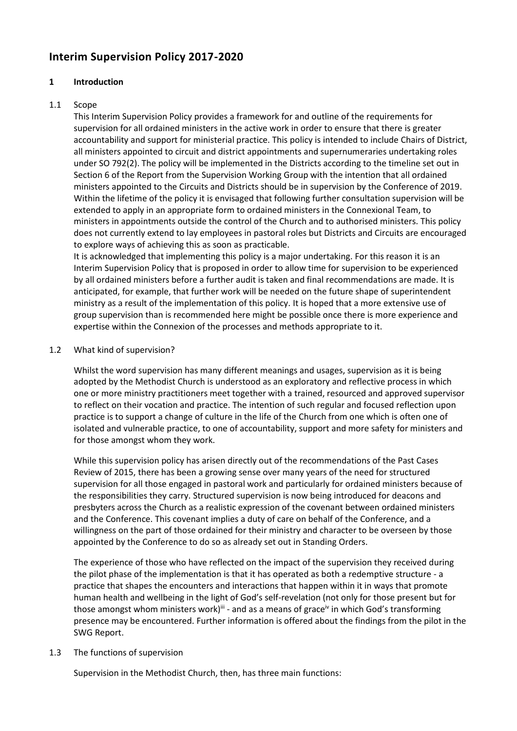# Interim Supervision Policy 2017-2020

## 1 Introduction

### 1.1 Scope

This Interim Supervision Policy provides a framework for and outline of the requirements for supervision for all ordained ministers in the active work in order to ensure that there is greater accountability and support for ministerial practice. This policy is intended to include Chairs of District, all ministers appointed to circuit and district appointments and supernumeraries undertaking roles under SO 792(2). The policy will be implemented in the Districts according to the timeline set out in Section 6 of the Report from the Supervision Working Group with the intention that all ordained ministers appointed to the Circuits and Districts should be in supervision by the Conference of 2019. Within the lifetime of the policy it is envisaged that following further consultation supervision will be extended to apply in an appropriate form to ordained ministers in the Connexional Team, to ministers in appointments outside the control of the Church and to authorised ministers. This policy does not currently extend to lay employees in pastoral roles but Districts and Circuits are encouraged to explore ways of achieving this as soon as practicable.

It is acknowledged that implementing this policy is a major undertaking. For this reason it is an Interim Supervision Policy that is proposed in order to allow time for supervision to be experienced by all ordained ministers before a further audit is taken and final recommendations are made. It is anticipated, for example, that further work will be needed on the future shape of superintendent ministry as a result of the implementation of this policy. It is hoped that a more extensive use of group supervision than is recommended here might be possible once there is more experience and expertise within the Connexion of the processes and methods appropriate to it.

### 1.2 What kind of supervision?

Whilst the word supervision has many different meanings and usages, supervision as it is being adopted by the Methodist Church is understood as an exploratory and reflective process in which one or more ministry practitioners meet together with a trained, resourced and approved supervisor to reflect on their vocation and practice. The intention of such regular and focused reflection upon practice is to support a change of culture in the life of the Church from one which is often one of isolated and vulnerable practice, to one of accountability, support and more safety for ministers and for those amongst whom they work.

While this supervision policy has arisen directly out of the recommendations of the Past Cases Review of 2015, there has been a growing sense over many years of the need for structured supervision for all those engaged in pastoral work and particularly for ordained ministers because of the responsibilities they carry. Structured supervision is now being introduced for deacons and presbyters across the Church as a realistic expression of the covenant between ordained ministers and the Conference. This covenant implies a duty of care on behalf of the Conference, and a willingness on the part of those ordained for their ministry and character to be overseen by those appointed by the Conference to do so as already set out in Standing Orders.

The experience of those who have reflected on the impact of the supervision they received during the pilot phase of the implementation is that it has operated as both a redemptive structure - a practice that shapes the encounters and interactions that happen within it in ways that promote human health and wellbeing in the light of God's self-revelation (not only for those present but for those amongst whom ministers work)[iii] - and as a means of grace[iv] in which God's transforming presence may be encountered. Further information is offered about the findings from the pilot in the SWG Report.

### 1.3 The functions of supervision

Supervision in the Methodist Church, then, has three main functions: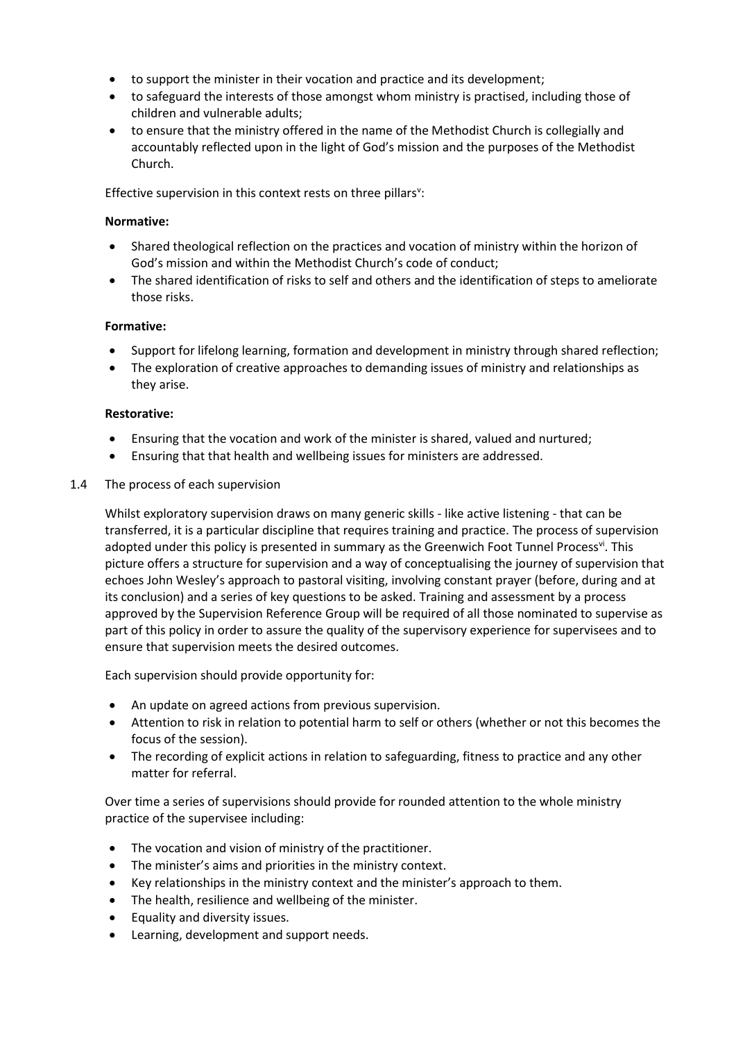- to support the minister in their vocation and practice and its development;
- to safeguard the interests of those amongst whom ministry is practised, including those of children and vulnerable adults;
- to ensure that the ministry offered in the name of the Methodist Church is collegially and accountably reflected upon in the light of God's mission and the purposes of the Methodist Church.

Effective supervision in this context rests on three pillars[v]:

**Normative:**

- Shared theological reflection on the practices and vocation of ministry within the horizon of God's mission and within the Methodist Church's code of conduct;
- The shared identification of risks to self and others and the identification of steps to ameliorate those risks.

**Formative:**

- Support for lifelong learning, formation and development in ministry through shared reflection;
- The exploration of creative approaches to demanding issues of ministry and relationships as they arise.

**Restorative:**

- Ensuring that the vocation and work of the minister is shared, valued and nurtured;
- Ensuring that that health and wellbeing issues for ministers are addressed.

1.4 The process of each supervision

Whilst exploratory supervision draws on many generic skills - like active listening - that can be transferred, it is a particular discipline that requires training and practice. The process of supervision adopted under this policy is presented in summary as the Greenwich Foot Tunnel Process[vi]. This picture offers a structure for supervision and a way of conceptualising the journey of supervision that echoes John Wesley's approach to pastoral visiting, involving constant prayer (before, during and at its conclusion) and a series of key questions to be asked. Training and assessment by a process approved by the Supervision Reference Group will be required of all those nominated to supervise as part of this policy in order to assure the quality of the supervisory experience for supervisees and to ensure that supervision meets the desired outcomes.

Each supervision should provide opportunity for:

- An update on agreed actions from previous supervision.
- Attention to risk in relation to potential harm to self or others (whether or not this becomes the focus of the session).
- The recording of explicit actions in relation to safeguarding, fitness to practice and any other matter for referral.

Over time a series of supervisions should provide for rounded attention to the whole ministry practice of the supervisee including:

- The vocation and vision of ministry of the practitioner.
- The minister's aims and priorities in the ministry context.
- Key relationships in the ministry context and the minister's approach to them.
- The health, resilience and wellbeing of the minister.
- Equality and diversity issues.
- Learning, development and support needs.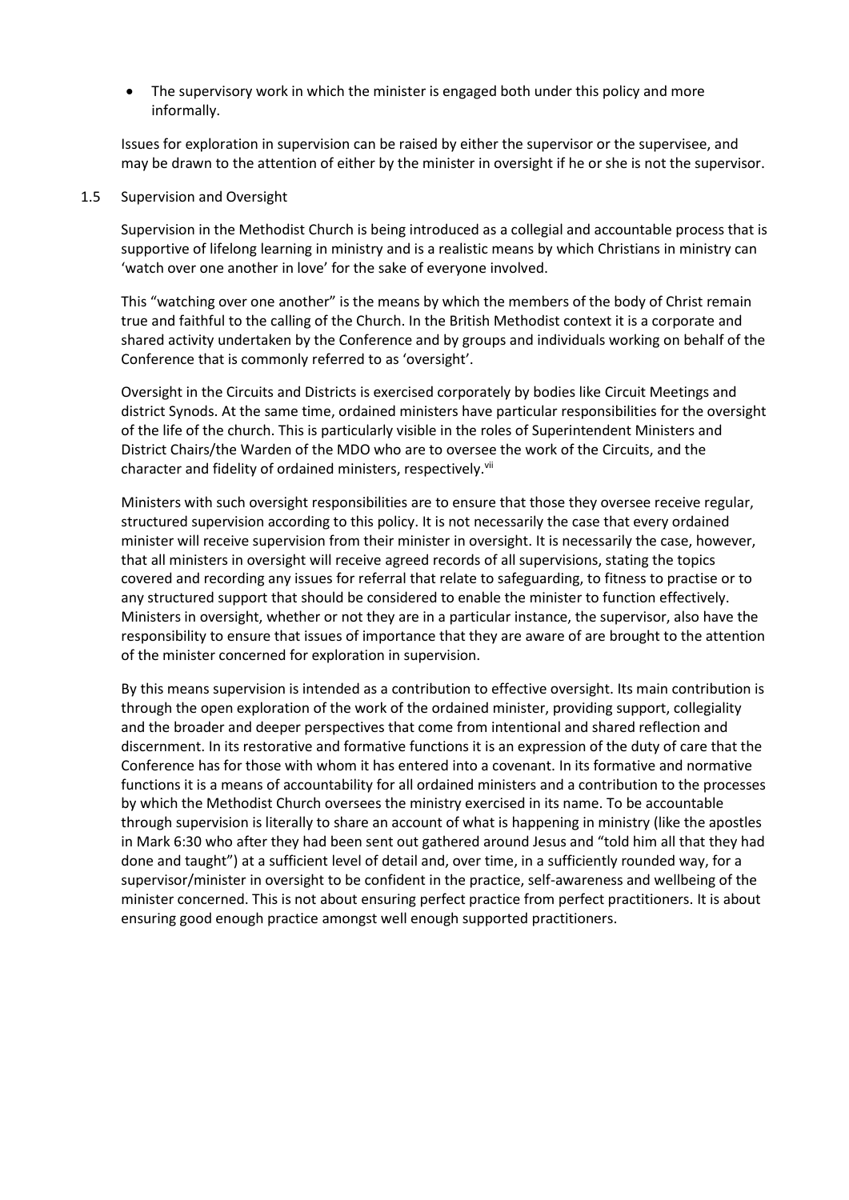- The supervisory work in which the minister is engaged both under this policy and more informally.

Issues for exploration in supervision can be raised by either the supervisor or the supervisee, and may be drawn to the attention of either by the minister in oversight if he or she is not the supervisor.

## 1.5 Supervision and Oversight

Supervision in the Methodist Church is being introduced as a collegial and accountable process that is supportive of lifelong learning in ministry and is a realistic means by which Christians in ministry can 'watch over one another in love' for the sake of everyone involved.

This "watching over one another" is the means by which the members of the body of Christ remain true and faithful to the calling of the Church. In the British Methodist context it is a corporate and shared activity undertaken by the Conference and by groups and individuals working on behalf of the Conference that is commonly referred to as 'oversight'.

Oversight in the Circuits and Districts is exercised corporately by bodies like Circuit Meetings and district Synods. At the same time, ordained ministers have particular responsibilities for the oversight of the life of the church. This is particularly visible in the roles of Superintendent Ministers and District Chairs/the Warden of the MDO who are to oversee the work of the Circuits, and the character and fidelity of ordained ministers, respectively.[vii]

Ministers with such oversight responsibilities are to ensure that those they oversee receive regular, structured supervision according to this policy. It is not necessarily the case that every ordained minister will receive supervision from their minister in oversight. It is necessarily the case, however, that all ministers in oversight will receive agreed records of all supervisions, stating the topics covered and recording any issues for referral that relate to safeguarding, to fitness to practise or to any structured support that should be considered to enable the minister to function effectively. Ministers in oversight, whether or not they are in a particular instance, the supervisor, also have the responsibility to ensure that issues of importance that they are aware of are brought to the attention of the minister concerned for exploration in supervision.

By this means supervision is intended as a contribution to effective oversight. Its main contribution is through the open exploration of the work of the ordained minister, providing support, collegiality and the broader and deeper perspectives that come from intentional and shared reflection and discernment. In its restorative and formative functions it is an expression of the duty of care that the Conference has for those with whom it has entered into a covenant. In its formative and normative functions it is a means of accountability for all ordained ministers and a contribution to the processes by which the Methodist Church oversees the ministry exercised in its name. To be accountable through supervision is literally to share an account of what is happening in ministry (like the apostles in Mark 6:30 who after they had been sent out gathered around Jesus and "told him all that they had done and taught") at a sufficient level of detail and, over time, in a sufficiently rounded way, for a supervisor/minister in oversight to be confident in the practice, self-awareness and wellbeing of the minister concerned. This is not about ensuring perfect practice from perfect practitioners. It is about ensuring good enough practice amongst well enough supported practitioners.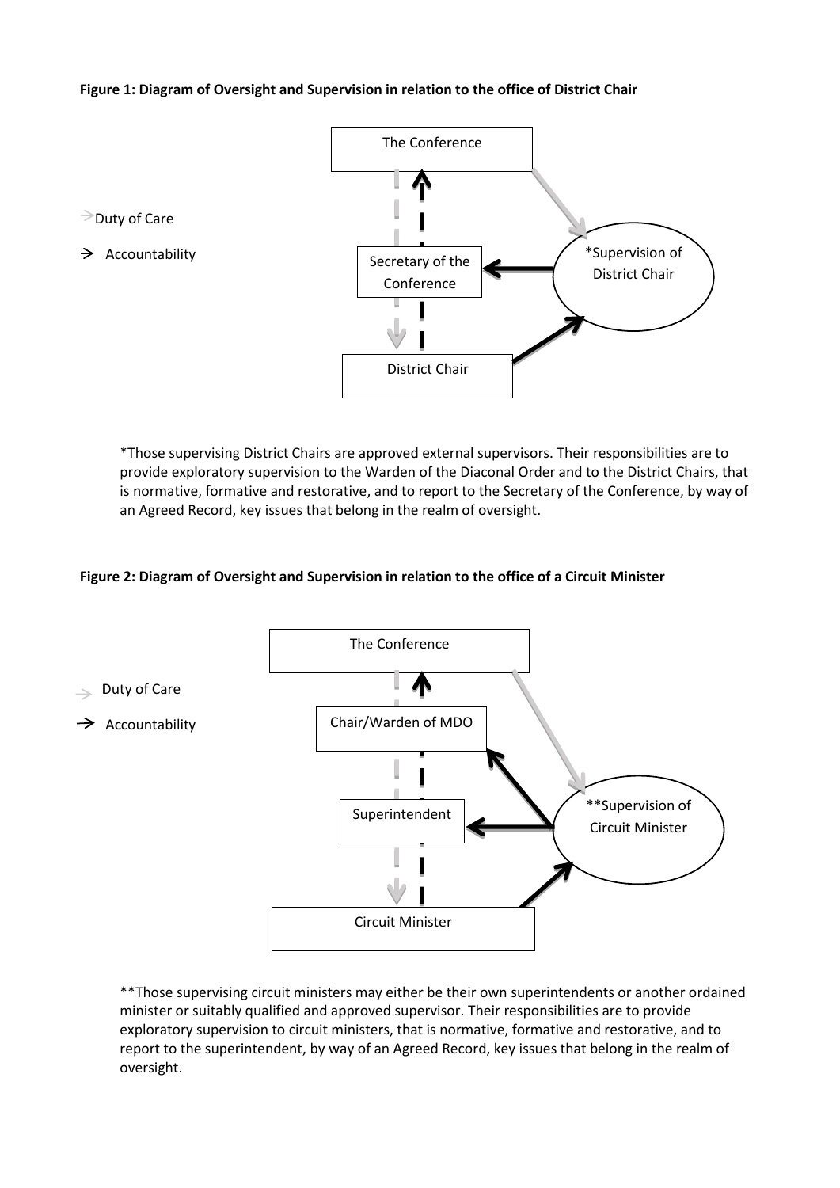**Figure 1: Diagram of Oversight and Supervision in relation to the office of District Chair**

Duty of Care

Accountability

The Conference

Secretary of the Conference

*Supervision of District Chair

District Chair

*Those supervising District Chairs are approved external supervisors. Their responsibilities are to provide exploratory supervision to the Warden of the Diaconal Order and to the District Chairs, that is normative, formative and restorative, and to report to the Secretary of the Conference, by way of an Agreed Record, key issues that belong in the realm of oversight.

**Figure 2: Diagram of Oversight and Supervision in relation to the office of a Circuit Minister**

Duty of Care

Accountability

The Conference

Chair/Warden of MDO

Superintendent

**Supervision of Circuit Minister

Circuit Minister

**Those supervising circuit ministers may either be their own superintendents or another ordained minister or suitably qualified and approved supervisor. Their responsibilities are to provide exploratory supervision to circuit ministers, that is normative, formative and restorative, and to report to the superintendent, by way of an Agreed Record, key issues that belong in the realm of oversight.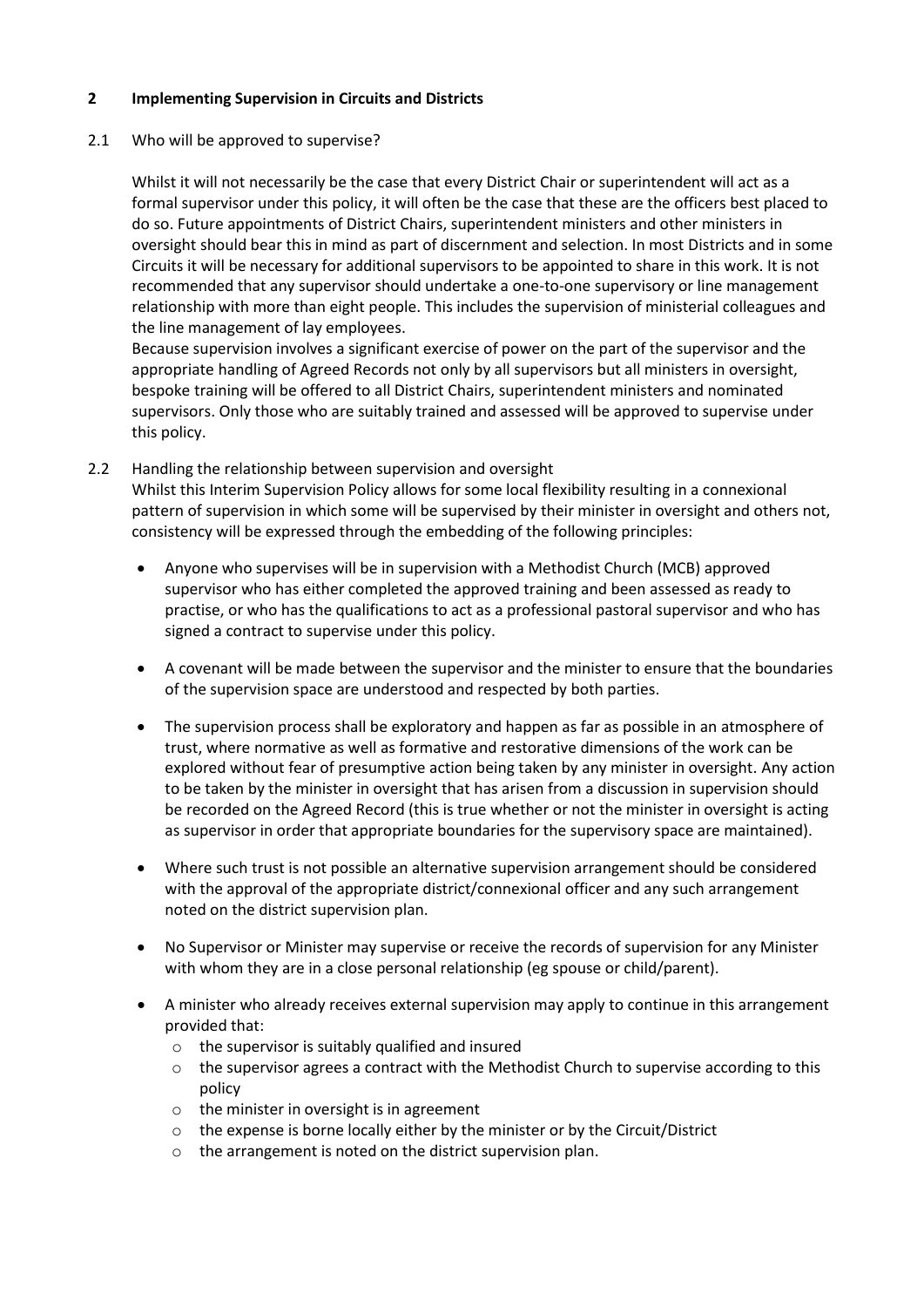## 2 Implementing Supervision in Circuits and Districts

2.1 Who will be approved to supervise?

Whilst it will not necessarily be the case that every District Chair or superintendent will act as a formal supervisor under this policy, it will often be the case that these are the officers best placed to do so. Future appointments of District Chairs, superintendent ministers and other ministers in oversight should bear this in mind as part of discernment and selection. In most Districts and in some Circuits it will be necessary for additional supervisors to be appointed to share in this work. It is not recommended that any supervisor should undertake a one-to-one supervisory or line management relationship with more than eight people. This includes the supervision of ministerial colleagues and the line management of lay employees.

Because supervision involves a significant exercise of power on the part of the supervisor and the appropriate handling of Agreed Records not only by all supervisors but all ministers in oversight, bespoke training will be offered to all District Chairs, superintendent ministers and nominated supervisors. Only those who are suitably trained and assessed will be approved to supervise under this policy.

2.2 Handling the relationship between supervision and oversight

Whilst this Interim Supervision Policy allows for some local flexibility resulting in a connexional pattern of supervision in which some will be supervised by their minister in oversight and others not, consistency will be expressed through the embedding of the following principles:

- Anyone who supervises will be in supervision with a Methodist Church (MCB) approved supervisor who has either completed the approved training and been assessed as ready to practise, or who has the qualifications to act as a professional pastoral supervisor and who has signed a contract to supervise under this policy.
- A covenant will be made between the supervisor and the minister to ensure that the boundaries of the supervision space are understood and respected by both parties.
- The supervision process shall be exploratory and happen as far as possible in an atmosphere of trust, where normative as well as formative and restorative dimensions of the work can be explored without fear of presumptive action being taken by any minister in oversight. Any action to be taken by the minister in oversight that has arisen from a discussion in supervision should be recorded on the Agreed Record (this is true whether or not the minister in oversight is acting as supervisor in order that appropriate boundaries for the supervisory space are maintained).
- Where such trust is not possible an alternative supervision arrangement should be considered with the approval of the appropriate district/connexional officer and any such arrangement noted on the district supervision plan.
- No Supervisor or Minister may supervise or receive the records of supervision for any Minister with whom they are in a close personal relationship (eg spouse or child/parent).
- A minister who already receives external supervision may apply to continue in this arrangement provided that:
  - the supervisor is suitably qualified and insured
  - the supervisor agrees a contract with the Methodist Church to supervise according to this policy
  - the minister in oversight is in agreement
  - the expense is borne locally either by the minister or by the Circuit/District
  - the arrangement is noted on the district supervision plan.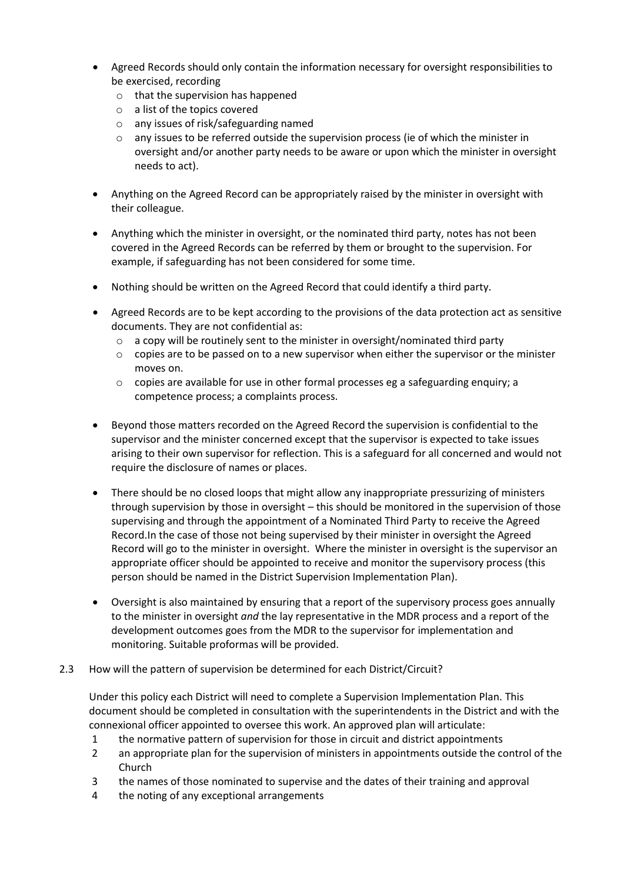- Agreed Records should only contain the information necessary for oversight responsibilities to be exercised, recording
  - that the supervision has happened
  - a list of the topics covered
  - any issues of risk/safeguarding named
  - any issues to be referred outside the supervision process (ie of which the minister in oversight and/or another party needs to be aware or upon which the minister in oversight needs to act).

- Anything on the Agreed Record can be appropriately raised by the minister in oversight with their colleague.

- Anything which the minister in oversight, or the nominated third party, notes has not been covered in the Agreed Records can be referred by them or brought to the supervision. For example, if safeguarding has not been considered for some time.

- Nothing should be written on the Agreed Record that could identify a third party.

- Agreed Records are to be kept according to the provisions of the data protection act as sensitive documents. They are not confidential as:
  - a copy will be routinely sent to the minister in oversight/nominated third party
  - copies are to be passed on to a new supervisor when either the supervisor or the minister moves on.
  - copies are available for use in other formal processes eg a safeguarding enquiry; a competence process; a complaints process.

- Beyond those matters recorded on the Agreed Record the supervision is confidential to the supervisor and the minister concerned except that the supervisor is expected to take issues arising to their own supervisor for reflection. This is a safeguard for all concerned and would not require the disclosure of names or places.

- There should be no closed loops that might allow any inappropriate pressurizing of ministers through supervision by those in oversight – this should be monitored in the supervision of those supervising and through the appointment of a Nominated Third Party to receive the Agreed Record.In the case of those not being supervised by their minister in oversight the Agreed Record will go to the minister in oversight. Where the minister in oversight is the supervisor an appropriate officer should be appointed to receive and monitor the supervisory process (this person should be named in the District Supervision Implementation Plan).

- Oversight is also maintained by ensuring that a report of the supervisory process goes annually to the minister in oversight *and* the lay representative in the MDR process and a report of the development outcomes goes from the MDR to the supervisor for implementation and monitoring. Suitable proformas will be provided.

2.3 How will the pattern of supervision be determined for each District/Circuit?

Under this policy each District will need to complete a Supervision Implementation Plan. This document should be completed in consultation with the superintendents in the District and with the connexional officer appointed to oversee this work. An approved plan will articulate:

1. the normative pattern of supervision for those in circuit and district appointments
2. an appropriate plan for the supervision of ministers in appointments outside the control of the Church
3. the names of those nominated to supervise and the dates of their training and approval
4. the noting of any exceptional arrangements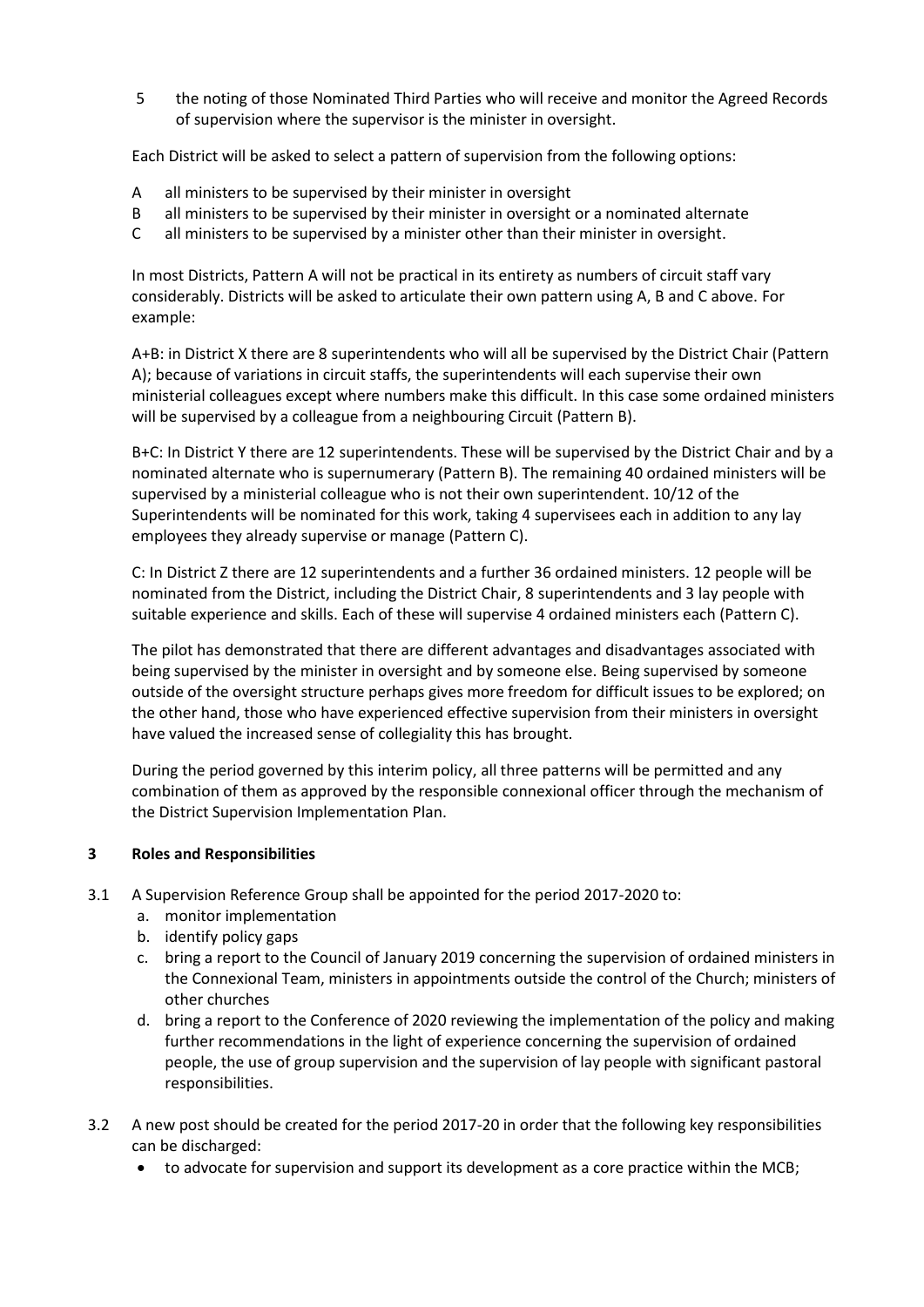5 the noting of those Nominated Third Parties who will receive and monitor the Agreed Records of supervision where the supervisor is the minister in oversight.

Each District will be asked to select a pattern of supervision from the following options:

A all ministers to be supervised by their minister in oversight
B all ministers to be supervised by their minister in oversight or a nominated alternate
C all ministers to be supervised by a minister other than their minister in oversight.

In most Districts, Pattern A will not be practical in its entirety as numbers of circuit staff vary considerably. Districts will be asked to articulate their own pattern using A, B and C above. For example:

A+B: in District X there are 8 superintendents who will all be supervised by the District Chair (Pattern A); because of variations in circuit staffs, the superintendents will each supervise their own ministerial colleagues except where numbers make this difficult. In this case some ordained ministers will be supervised by a colleague from a neighbouring Circuit (Pattern B).

B+C: In District Y there are 12 superintendents. These will be supervised by the District Chair and by a nominated alternate who is supernumerary (Pattern B). The remaining 40 ordained ministers will be supervised by a ministerial colleague who is not their own superintendent. 10/12 of the Superintendents will be nominated for this work, taking 4 supervisees each in addition to any lay employees they already supervise or manage (Pattern C).

C: In District Z there are 12 superintendents and a further 36 ordained ministers. 12 people will be nominated from the District, including the District Chair, 8 superintendents and 3 lay people with suitable experience and skills. Each of these will supervise 4 ordained ministers each (Pattern C).

The pilot has demonstrated that there are different advantages and disadvantages associated with being supervised by the minister in oversight and by someone else. Being supervised by someone outside of the oversight structure perhaps gives more freedom for difficult issues to be explored; on the other hand, those who have experienced effective supervision from their ministers in oversight have valued the increased sense of collegiality this has brought.

During the period governed by this interim policy, all three patterns will be permitted and any combination of them as approved by the responsible connexional officer through the mechanism of the District Supervision Implementation Plan.

## 3 Roles and Responsibilities

3.1 A Supervision Reference Group shall be appointed for the period 2017-2020 to:

a. monitor implementation
b. identify policy gaps
c. bring a report to the Council of January 2019 concerning the supervision of ordained ministers in the Connexional Team, ministers in appointments outside the control of the Church; ministers of other churches
d. bring a report to the Conference of 2020 reviewing the implementation of the policy and making further recommendations in the light of experience concerning the supervision of ordained people, the use of group supervision and the supervision of lay people with significant pastoral responsibilities.

3.2 A new post should be created for the period 2017-20 in order that the following key responsibilities can be discharged:

- to advocate for supervision and support its development as a core practice within the MCB;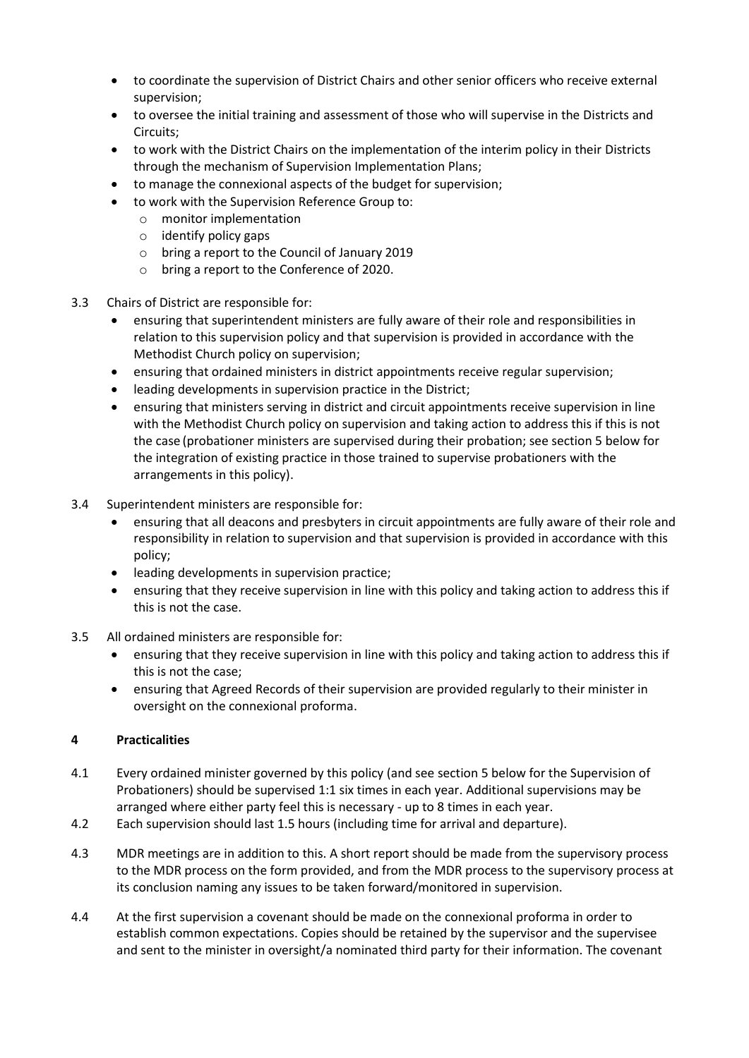- to coordinate the supervision of District Chairs and other senior officers who receive external supervision;
- to oversee the initial training and assessment of those who will supervise in the Districts and Circuits;
- to work with the District Chairs on the implementation of the interim policy in their Districts through the mechanism of Supervision Implementation Plans;
- to manage the connexional aspects of the budget for supervision;
- to work with the Supervision Reference Group to:
  - monitor implementation
  - identify policy gaps
  - bring a report to the Council of January 2019
  - bring a report to the Conference of 2020.

3.3 Chairs of District are responsible for:

- ensuring that superintendent ministers are fully aware of their role and responsibilities in relation to this supervision policy and that supervision is provided in accordance with the Methodist Church policy on supervision;
- ensuring that ordained ministers in district appointments receive regular supervision;
- leading developments in supervision practice in the District;
- ensuring that ministers serving in district and circuit appointments receive supervision in line with the Methodist Church policy on supervision and taking action to address this if this is not the case (probationer ministers are supervised during their probation; see section 5 below for the integration of existing practice in those trained to supervise probationers with the arrangements in this policy).

3.4 Superintendent ministers are responsible for:

- ensuring that all deacons and presbyters in circuit appointments are fully aware of their role and responsibility in relation to supervision and that supervision is provided in accordance with this policy;
- leading developments in supervision practice;
- ensuring that they receive supervision in line with this policy and taking action to address this if this is not the case.

3.5 All ordained ministers are responsible for:

- ensuring that they receive supervision in line with this policy and taking action to address this if this is not the case;
- ensuring that Agreed Records of their supervision are provided regularly to their minister in oversight on the connexional proforma.

## 4 Practicalities

4.1 Every ordained minister governed by this policy (and see section 5 below for the Supervision of Probationers) should be supervised 1:1 six times in each year. Additional supervisions may be arranged where either party feel this is necessary - up to 8 times in each year.

4.2 Each supervision should last 1.5 hours (including time for arrival and departure).

4.3 MDR meetings are in addition to this. A short report should be made from the supervisory process to the MDR process on the form provided, and from the MDR process to the supervisory process at its conclusion naming any issues to be taken forward/monitored in supervision.

4.4 At the first supervision a covenant should be made on the connexional proforma in order to establish common expectations. Copies should be retained by the supervisor and the supervisee and sent to the minister in oversight/a nominated third party for their information. The covenant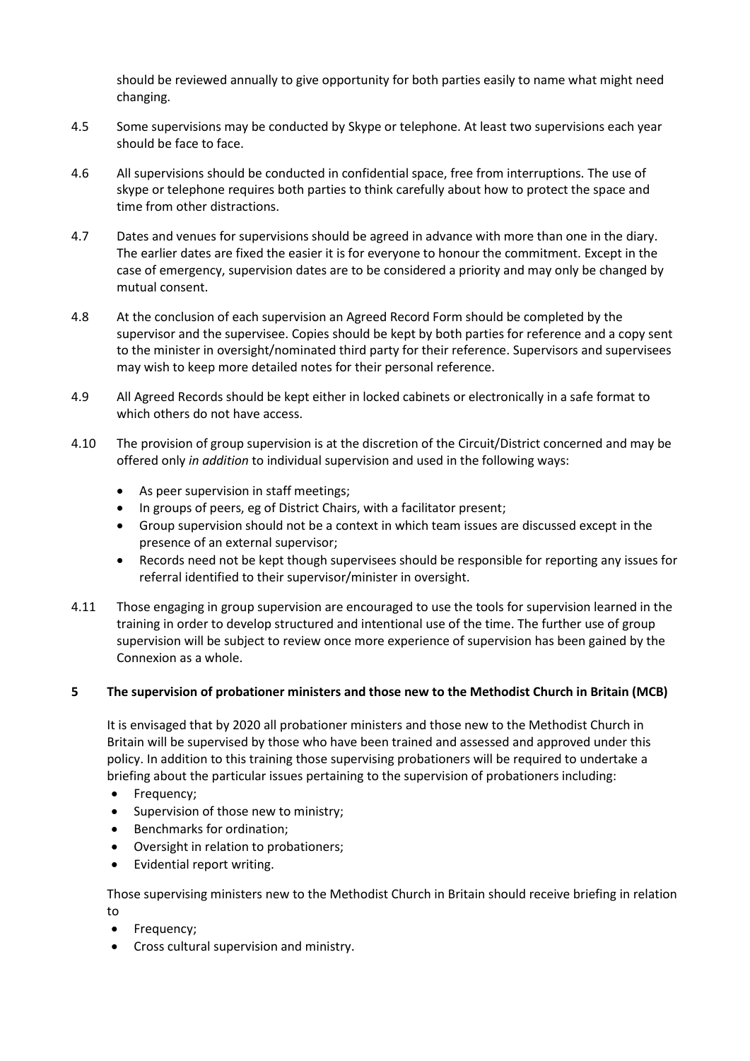should be reviewed annually to give opportunity for both parties easily to name what might need changing.

4.5 Some supervisions may be conducted by Skype or telephone. At least two supervisions each year should be face to face.

4.6 All supervisions should be conducted in confidential space, free from interruptions. The use of skype or telephone requires both parties to think carefully about how to protect the space and time from other distractions.

4.7 Dates and venues for supervisions should be agreed in advance with more than one in the diary. The earlier dates are fixed the easier it is for everyone to honour the commitment. Except in the case of emergency, supervision dates are to be considered a priority and may only be changed by mutual consent.

4.8 At the conclusion of each supervision an Agreed Record Form should be completed by the supervisor and the supervisee. Copies should be kept by both parties for reference and a copy sent to the minister in oversight/nominated third party for their reference. Supervisors and supervisees may wish to keep more detailed notes for their personal reference.

4.9 All Agreed Records should be kept either in locked cabinets or electronically in a safe format to which others do not have access.

4.10 The provision of group supervision is at the discretion of the Circuit/District concerned and may be offered only *in addition* to individual supervision and used in the following ways:

- As peer supervision in staff meetings;
- In groups of peers, eg of District Chairs, with a facilitator present;
- Group supervision should not be a context in which team issues are discussed except in the presence of an external supervisor;
- Records need not be kept though supervisees should be responsible for reporting any issues for referral identified to their supervisor/minister in oversight.

4.11 Those engaging in group supervision are encouraged to use the tools for supervision learned in the training in order to develop structured and intentional use of the time. The further use of group supervision will be subject to review once more experience of supervision has been gained by the Connexion as a whole.

## 5 The supervision of probationer ministers and those new to the Methodist Church in Britain (MCB)

It is envisaged that by 2020 all probationer ministers and those new to the Methodist Church in Britain will be supervised by those who have been trained and assessed and approved under this policy. In addition to this training those supervising probationers will be required to undertake a briefing about the particular issues pertaining to the supervision of probationers including:

- Frequency;
- Supervision of those new to ministry;
- Benchmarks for ordination;
- Oversight in relation to probationers;
- Evidential report writing.

Those supervising ministers new to the Methodist Church in Britain should receive briefing in relation to

- Frequency;
- Cross cultural supervision and ministry.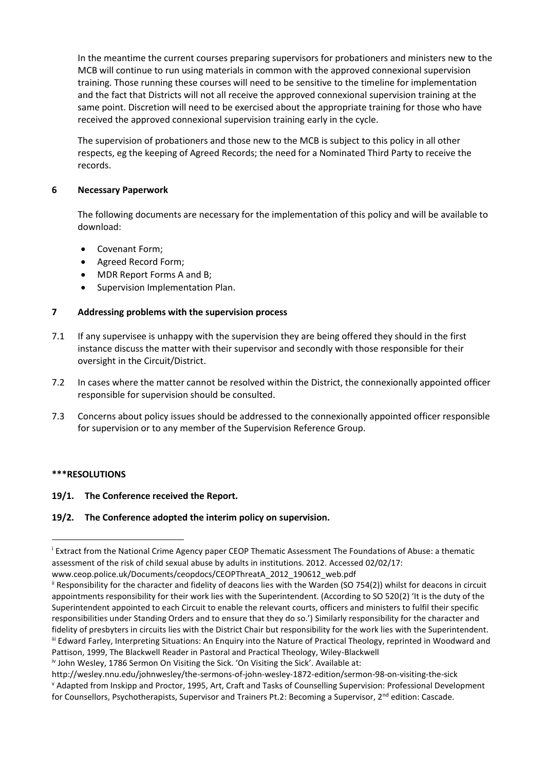In the meantime the current courses preparing supervisors for probationers and ministers new to the MCB will continue to run using materials in common with the approved connexional supervision training. Those running these courses will need to be sensitive to the timeline for implementation and the fact that Districts will not all receive the approved connexional supervision training at the same point. Discretion will need to be exercised about the appropriate training for those who have received the approved connexional supervision training early in the cycle.

The supervision of probationers and those new to the MCB is subject to this policy in all other respects, eg the keeping of Agreed Records; the need for a Nominated Third Party to receive the records.

## 6 Necessary Paperwork

The following documents are necessary for the implementation of this policy and will be available to download:

- Covenant Form;
- Agreed Record Form;
- MDR Report Forms A and B;
- Supervision Implementation Plan.

## 7 Addressing problems with the supervision process

7.1 If any supervisee is unhappy with the supervision they are being offered they should in the first instance discuss the matter with their supervisor and secondly with those responsible for their oversight in the Circuit/District.

7.2 In cases where the matter cannot be resolved within the District, the connexionally appointed officer responsible for supervision should be consulted.

7.3 Concerns about policy issues should be addressed to the connexionally appointed officer responsible for supervision or to any member of the Supervision Reference Group.

**\*\*\*RESOLUTIONS**

**19/1. The Conference received the Report.**

**19/2. The Conference adopted the interim policy on supervision.**

---

[i] Extract from the National Crime Agency paper CEOP Thematic Assessment The Foundations of Abuse: a thematic assessment of the risk of child sexual abuse by adults in institutions. 2012. Accessed 02/02/17: www.ceop.police.uk/Documents/ceopdocs/CEOPThreatA_2012_190612_web.pdf

[ii] Responsibility for the character and fidelity of deacons lies with the Warden (SO 754(2)) whilst for deacons in circuit appointments responsibility for their work lies with the Superintendent. (According to SO 520(2) 'It is the duty of the Superintendent appointed to each Circuit to enable the relevant courts, officers and ministers to fulfil their specific responsibilities under Standing Orders and to ensure that they do so.') Similarly responsibility for the character and fidelity of presbyters in circuits lies with the District Chair but responsibility for the work lies with the Superintendent.

[iii] Edward Farley, Interpreting Situations: An Enquiry into the Nature of Practical Theology, reprinted in Woodward and Pattison, 1999, The Blackwell Reader in Pastoral and Practical Theology, Wiley-Blackwell

[iv] John Wesley, 1786 Sermon On Visiting the Sick. 'On Visiting the Sick'. Available at: http://wesley.nnu.edu/johnwesley/the-sermons-of-john-wesley-1872-edition/sermon-98-on-visiting-the-sick

[v] Adapted from Inskipp and Proctor, 1995, Art, Craft and Tasks of Counselling Supervision: Professional Development for Counsellors, Psychotherapists, Supervisor and Trainers Pt.2: Becoming a Supervisor, 2nd edition: Cascade.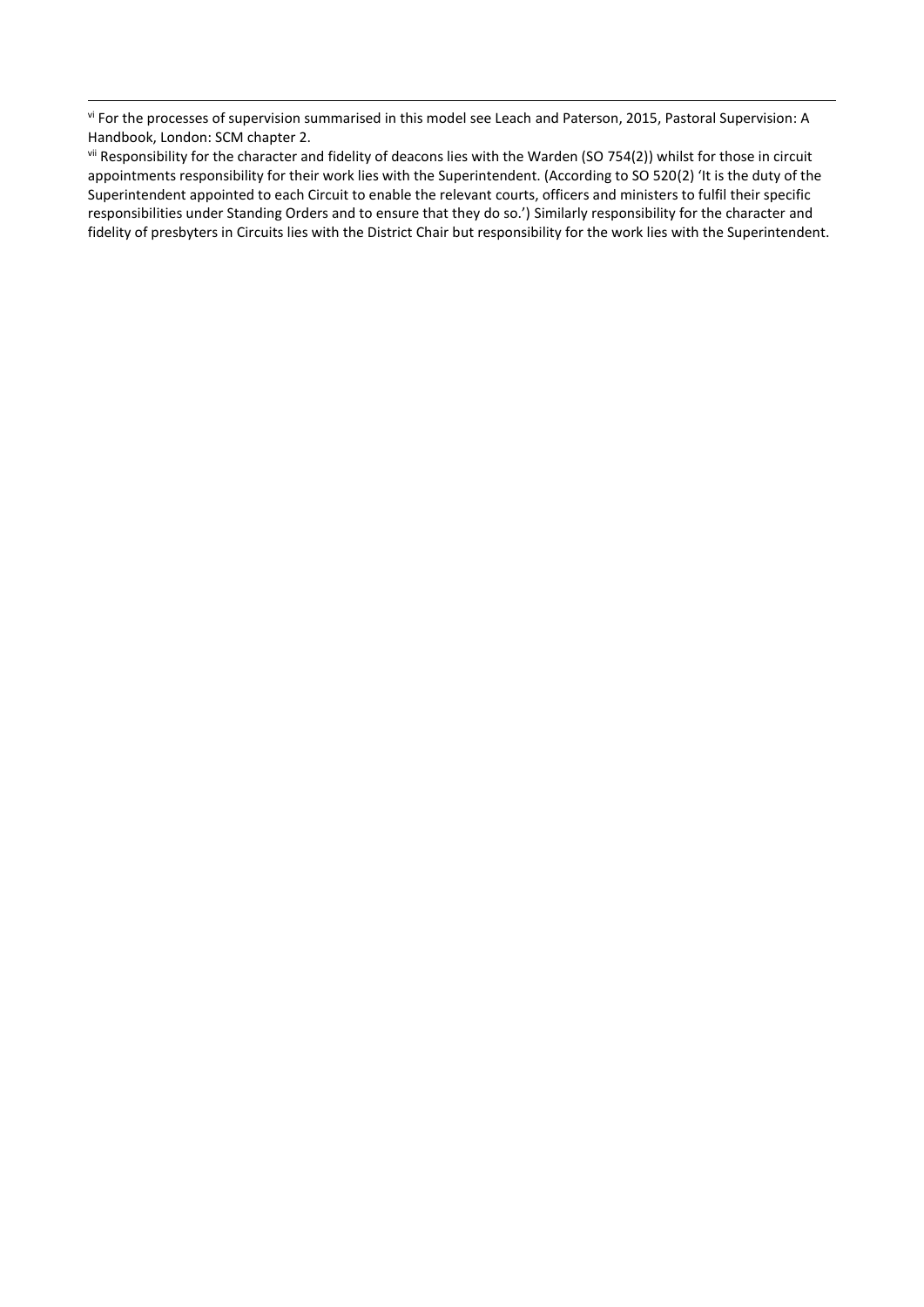[vi] For the processes of supervision summarised in this model see Leach and Paterson, 2015, Pastoral Supervision: A Handbook, London: SCM chapter 2.

[vii] Responsibility for the character and fidelity of deacons lies with the Warden (SO 754(2)) whilst for those in circuit appointments responsibility for their work lies with the Superintendent. (According to SO 520(2) 'It is the duty of the Superintendent appointed to each Circuit to enable the relevant courts, officers and ministers to fulfil their specific responsibilities under Standing Orders and to ensure that they do so.') Similarly responsibility for the character and fidelity of presbyters in Circuits lies with the District Chair but responsibility for the work lies with the Superintendent.